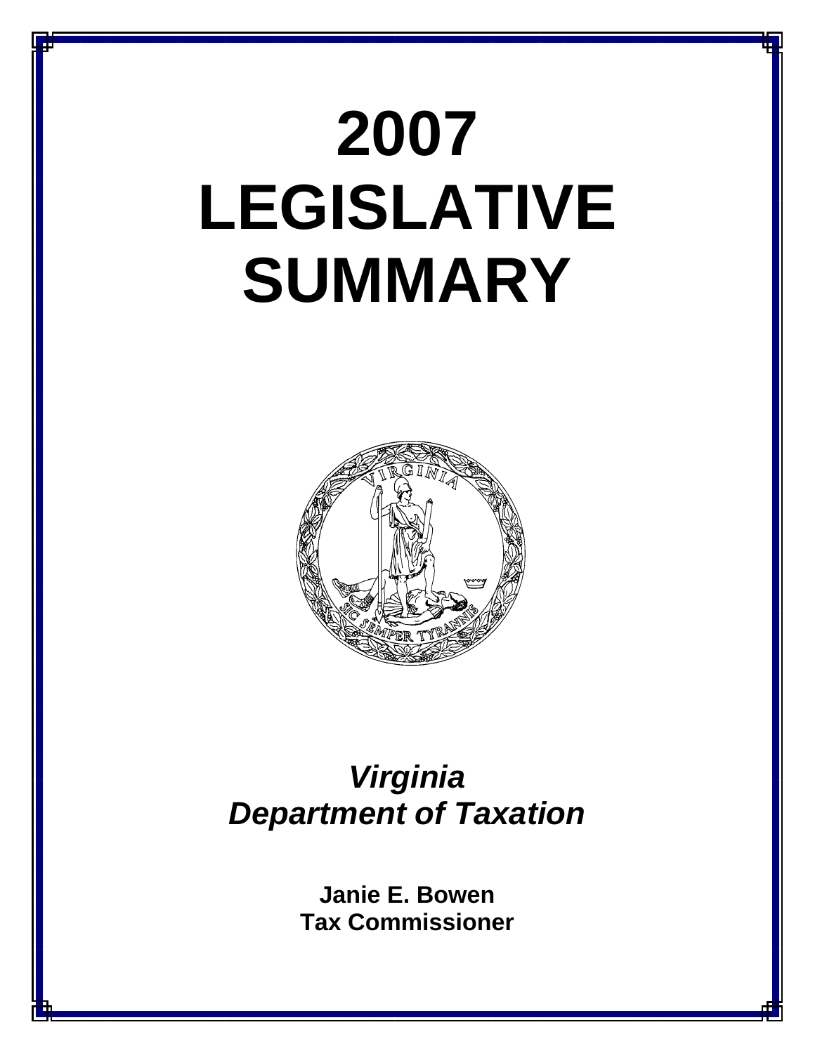# 2007 LEGISLATIVE SUMMARY

## *Virginia Department of Taxation*

**Janie E. Bowen**
**Tax Commissioner**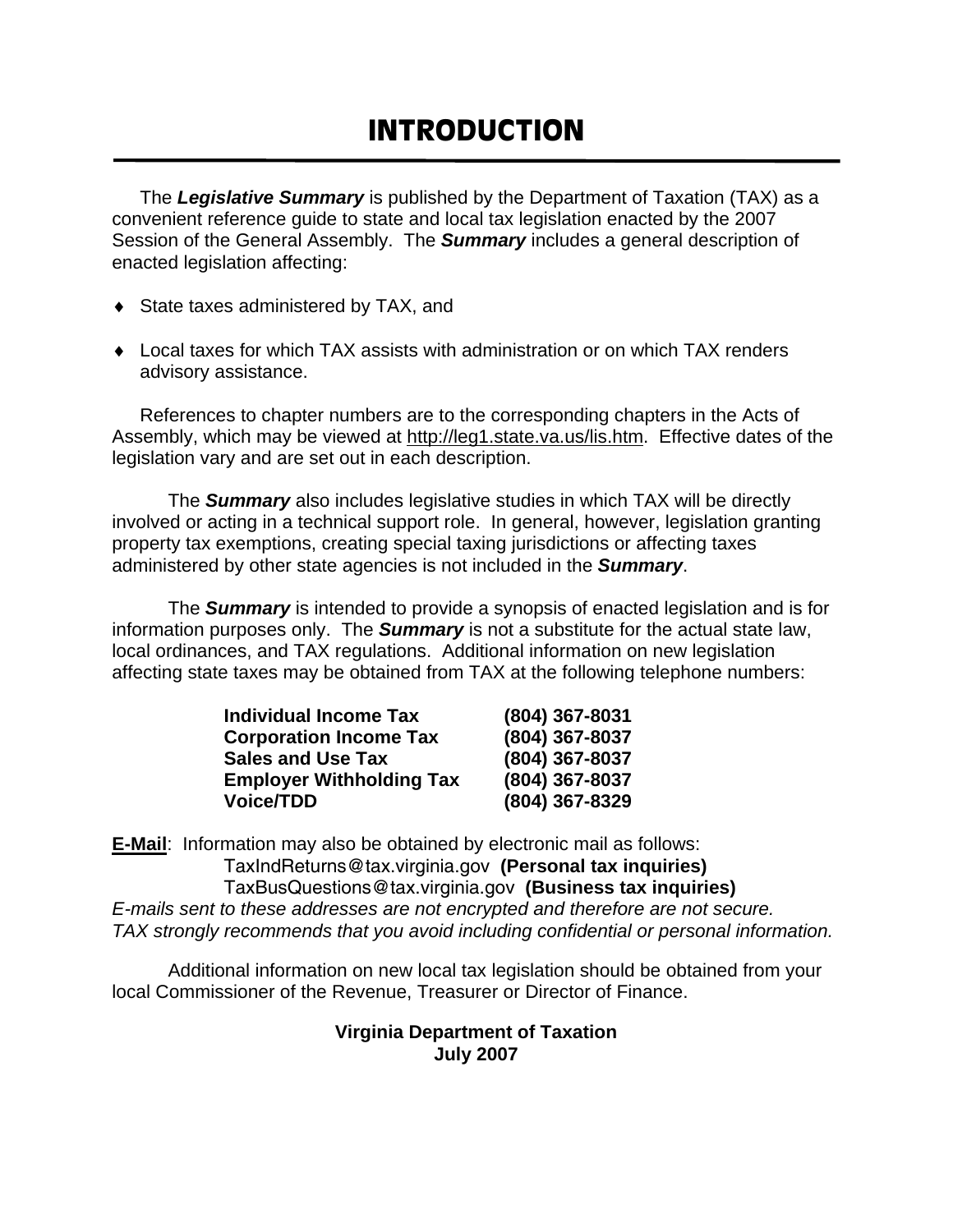# INTRODUCTION

The ***Legislative Summary*** is published by the Department of Taxation (TAX) as a convenient reference guide to state and local tax legislation enacted by the 2007 Session of the General Assembly. The ***Summary*** includes a general description of enacted legislation affecting:

- State taxes administered by TAX, and
- Local taxes for which TAX assists with administration or on which TAX renders advisory assistance.

References to chapter numbers are to the corresponding chapters in the Acts of Assembly, which may be viewed at http://leg1.state.va.us/lis.htm. Effective dates of the legislation vary and are set out in each description.

The ***Summary*** also includes legislative studies in which TAX will be directly involved or acting in a technical support role. In general, however, legislation granting property tax exemptions, creating special taxing jurisdictions or affecting taxes administered by other state agencies is not included in the ***Summary***.

The ***Summary*** is intended to provide a synopsis of enacted legislation and is for information purposes only. The ***Summary*** is not a substitute for the actual state law, local ordinances, and TAX regulations. Additional information on new legislation affecting state taxes may be obtained from TAX at the following telephone numbers:

| | |
|---|---|
| **Individual Income Tax** | **(804) 367-8031** |
| **Corporation Income Tax** | **(804) 367-8037** |
| **Sales and Use Tax** | **(804) 367-8037** |
| **Employer Withholding Tax** | **(804) 367-8037** |
| **Voice/TDD** | **(804) 367-8329** |

**E-Mail**: Information may also be obtained by electronic mail as follows:
TaxIndReturns@tax.virginia.gov **(Personal tax inquiries)**
TaxBusQuestions@tax.virginia.gov **(Business tax inquiries)**
*E-mails sent to these addresses are not encrypted and therefore are not secure. TAX strongly recommends that you avoid including confidential or personal information.*

Additional information on new local tax legislation should be obtained from your local Commissioner of the Revenue, Treasurer or Director of Finance.

**Virginia Department of Taxation**
**July 2007**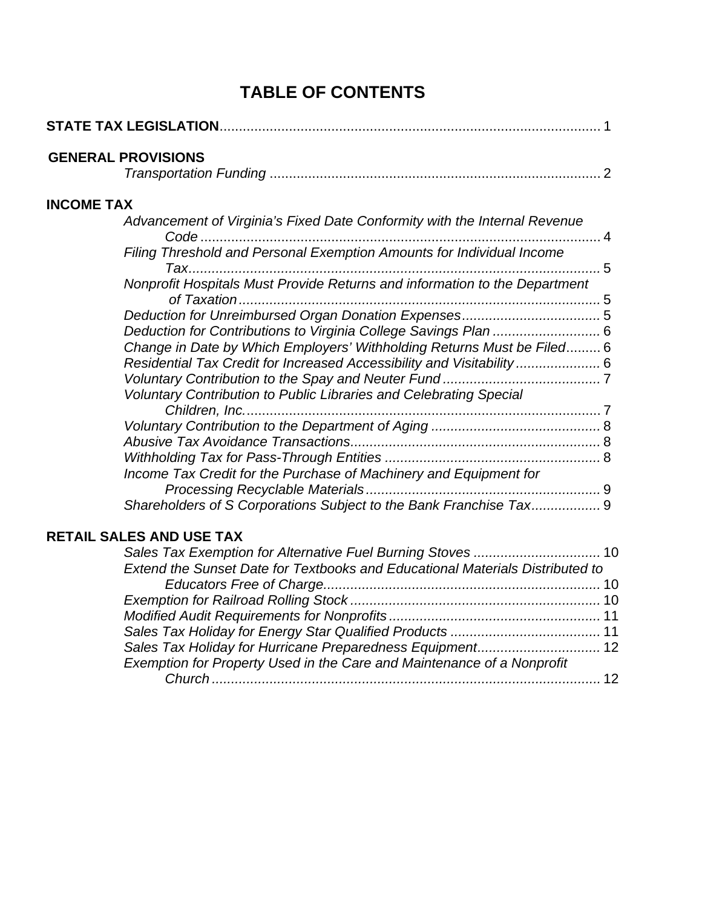# TABLE OF CONTENTS

**STATE TAX LEGISLATION** ........ 1

**GENERAL PROVISIONS**

*Transportation Funding* ........ 2

**INCOME TAX**

*Advancement of Virginia's Fixed Date Conformity with the Internal Revenue Code* ........ 4
*Filing Threshold and Personal Exemption Amounts for Individual Income Tax* ........ 5
*Nonprofit Hospitals Must Provide Returns and information to the Department of Taxation* ........ 5
*Deduction for Unreimbursed Organ Donation Expenses* ........ 5
*Deduction for Contributions to Virginia College Savings Plan* ........ 6
*Change in Date by Which Employers' Withholding Returns Must be Filed* ........ 6
*Residential Tax Credit for Increased Accessibility and Visitability* ........ 6
*Voluntary Contribution to the Spay and Neuter Fund* ........ 7
*Voluntary Contribution to Public Libraries and Celebrating Special Children, Inc.* ........ 7
*Voluntary Contribution to the Department of Aging* ........ 8
*Abusive Tax Avoidance Transactions* ........ 8
*Withholding Tax for Pass-Through Entities* ........ 8
*Income Tax Credit for the Purchase of Machinery and Equipment for Processing Recyclable Materials* ........ 9
*Shareholders of S Corporations Subject to the Bank Franchise Tax* ........ 9

**RETAIL SALES AND USE TAX**

*Sales Tax Exemption for Alternative Fuel Burning Stoves* ........ 10
*Extend the Sunset Date for Textbooks and Educational Materials Distributed to Educators Free of Charge* ........ 10
*Exemption for Railroad Rolling Stock* ........ 10
*Modified Audit Requirements for Nonprofits* ........ 11
*Sales Tax Holiday for Energy Star Qualified Products* ........ 11
*Sales Tax Holiday for Hurricane Preparedness Equipment* ........ 12
*Exemption for Property Used in the Care and Maintenance of a Nonprofit Church* ........ 12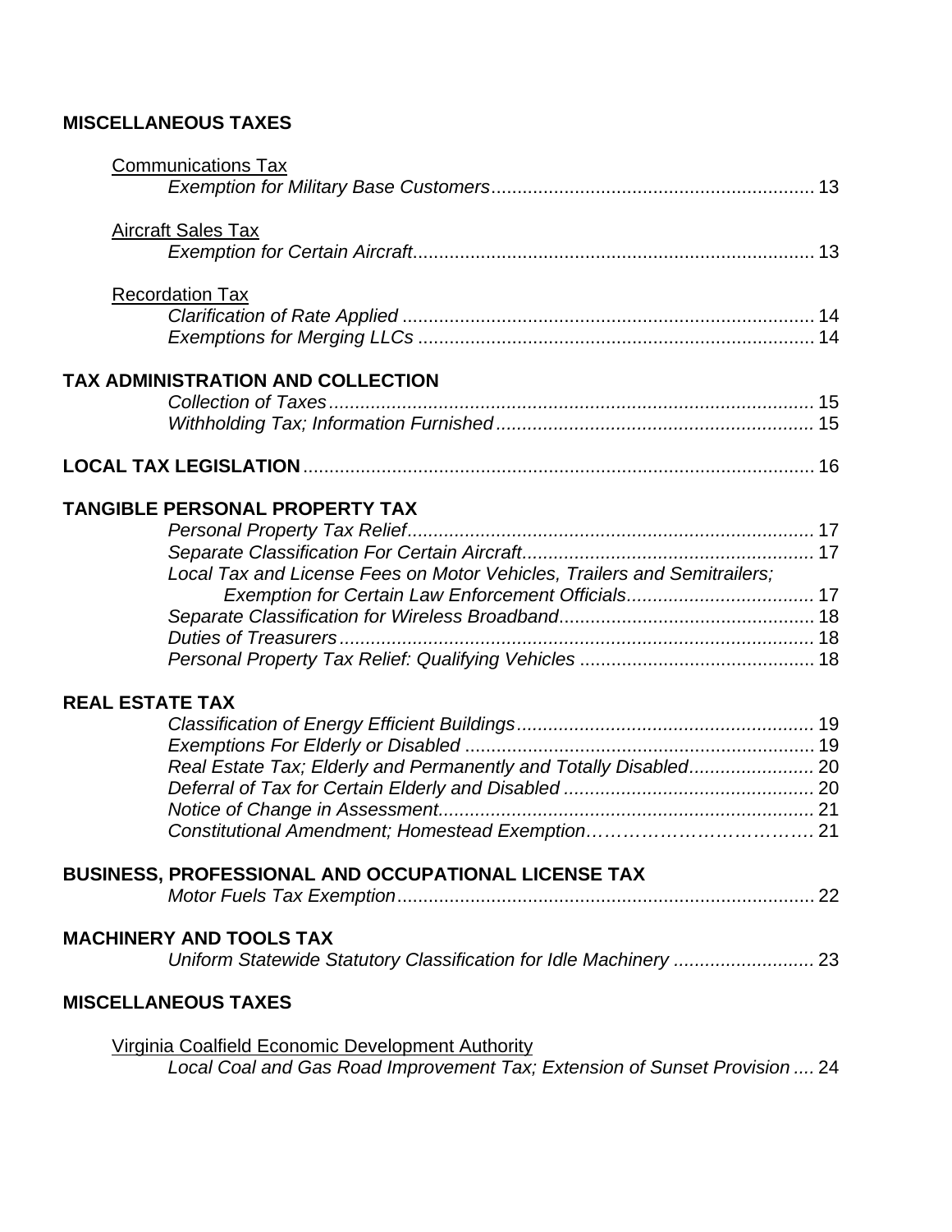**MISCELLANEOUS TAXES**

Communications Tax

*Exemption for Military Base Customers* .......... 13

Aircraft Sales Tax

*Exemption for Certain Aircraft* .......... 13

Recordation Tax

*Clarification of Rate Applied* .......... 14
*Exemptions for Merging LLCs* .......... 14

**TAX ADMINISTRATION AND COLLECTION**

*Collection of Taxes* .......... 15
*Withholding Tax; Information Furnished* .......... 15

**LOCAL TAX LEGISLATION** .......... 16

**TANGIBLE PERSONAL PROPERTY TAX**

*Personal Property Tax Relief* .......... 17
*Separate Classification For Certain Aircraft* .......... 17
*Local Tax and License Fees on Motor Vehicles, Trailers and Semitrailers; Exemption for Certain Law Enforcement Officials* .......... 17
*Separate Classification for Wireless Broadband* .......... 18
*Duties of Treasurers* .......... 18
*Personal Property Tax Relief: Qualifying Vehicles* .......... 18

**REAL ESTATE TAX**

*Classification of Energy Efficient Buildings* .......... 19
*Exemptions For Elderly or Disabled* .......... 19
*Real Estate Tax; Elderly and Permanently and Totally Disabled* .......... 20
*Deferral of Tax for Certain Elderly and Disabled* .......... 20
*Notice of Change in Assessment* .......... 21
*Constitutional Amendment; Homestead Exemption* .......... 21

**BUSINESS, PROFESSIONAL AND OCCUPATIONAL LICENSE TAX**

*Motor Fuels Tax Exemption* .......... 22

**MACHINERY AND TOOLS TAX**

*Uniform Statewide Statutory Classification for Idle Machinery* .......... 23

**MISCELLANEOUS TAXES**

Virginia Coalfield Economic Development Authority

*Local Coal and Gas Road Improvement Tax; Extension of Sunset Provision* .......... 24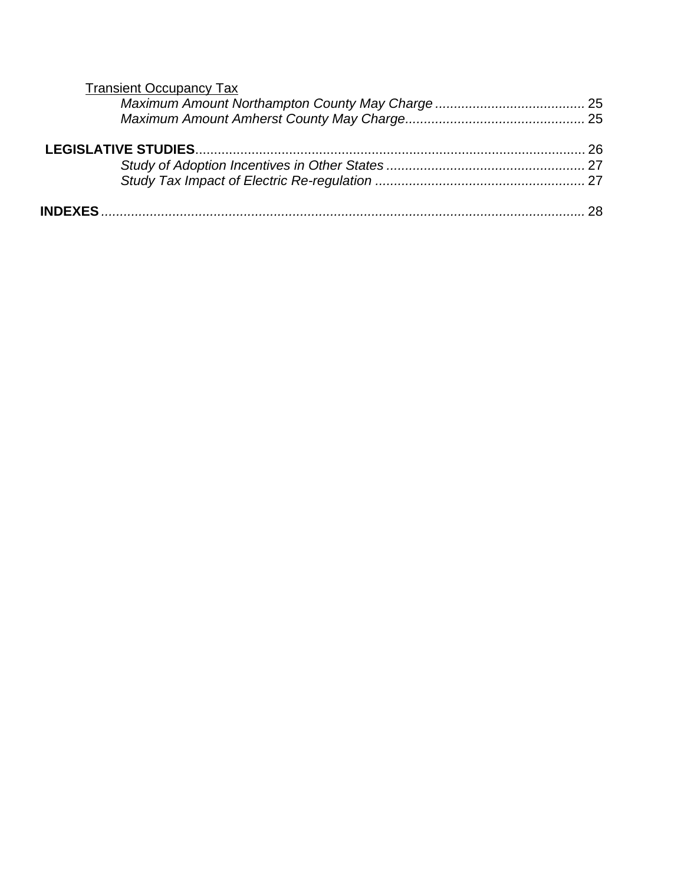<u>Transient Occupancy Tax</u>

*Maximum Amount Northampton County May Charge* ........................................ 25

*Maximum Amount Amherst County May Charge*................................................ 25

**LEGISLATIVE STUDIES**........................................................................................................ 26

*Study of Adoption Incentives in Other States* ..................................................... 27

*Study Tax Impact of Electric Re-regulation* ........................................................ 27

**INDEXES** ................................................................................................................................... 28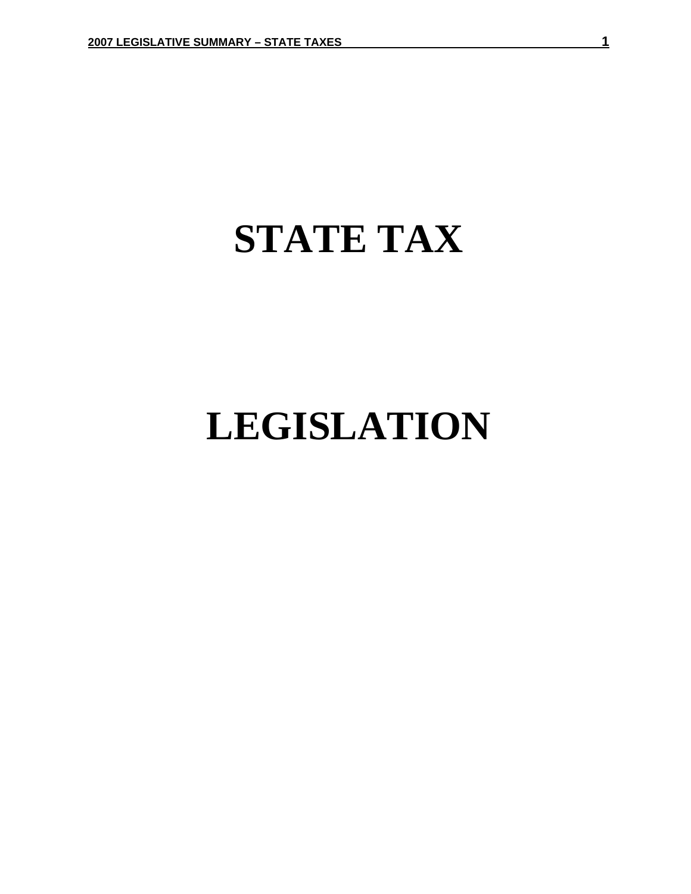# STATE TAX

# LEGISLATION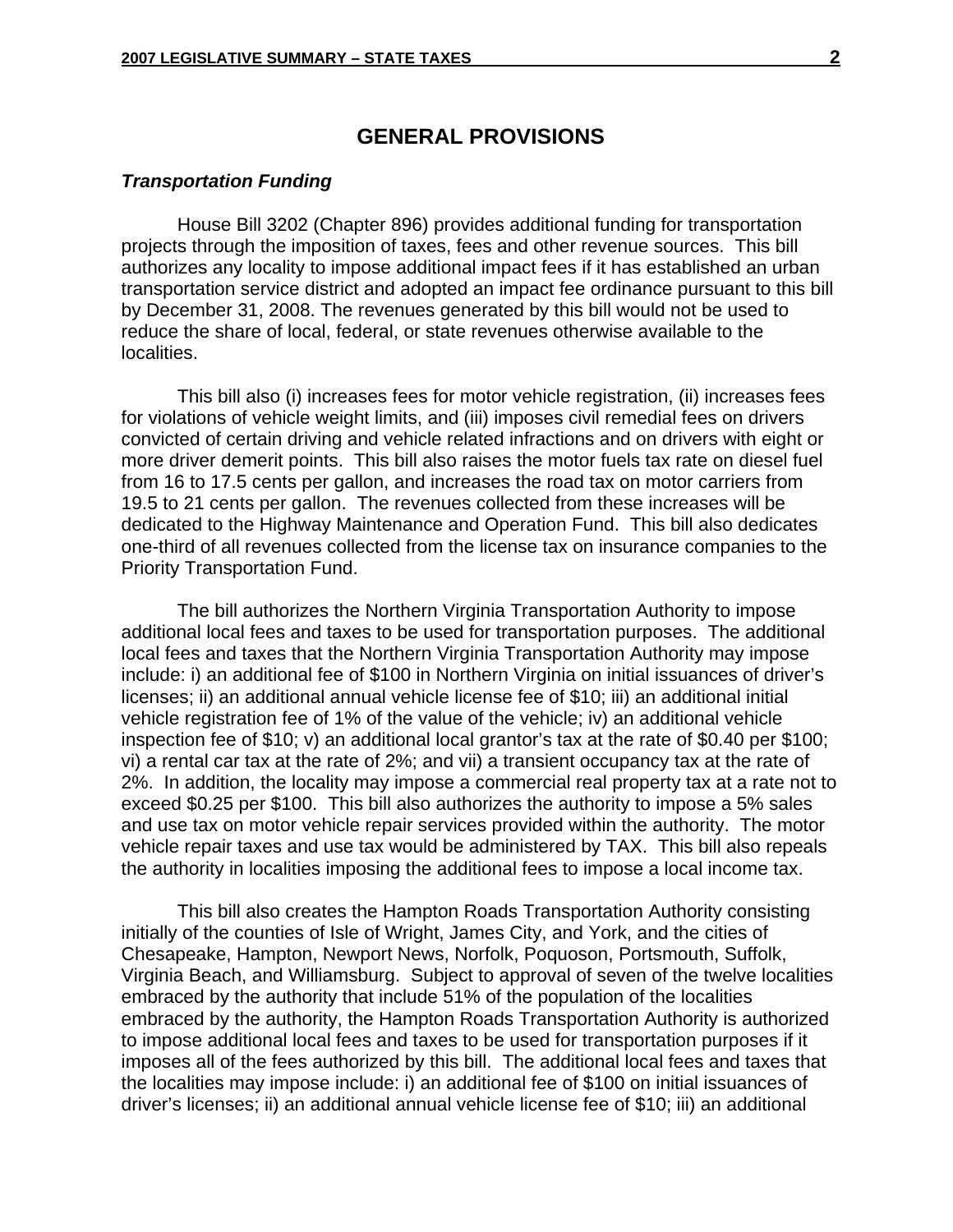## GENERAL PROVISIONS

### *Transportation Funding*

House Bill 3202 (Chapter 896) provides additional funding for transportation projects through the imposition of taxes, fees and other revenue sources. This bill authorizes any locality to impose additional impact fees if it has established an urban transportation service district and adopted an impact fee ordinance pursuant to this bill by December 31, 2008. The revenues generated by this bill would not be used to reduce the share of local, federal, or state revenues otherwise available to the localities.

This bill also (i) increases fees for motor vehicle registration, (ii) increases fees for violations of vehicle weight limits, and (iii) imposes civil remedial fees on drivers convicted of certain driving and vehicle related infractions and on drivers with eight or more driver demerit points. This bill also raises the motor fuels tax rate on diesel fuel from 16 to 17.5 cents per gallon, and increases the road tax on motor carriers from 19.5 to 21 cents per gallon. The revenues collected from these increases will be dedicated to the Highway Maintenance and Operation Fund. This bill also dedicates one-third of all revenues collected from the license tax on insurance companies to the Priority Transportation Fund.

The bill authorizes the Northern Virginia Transportation Authority to impose additional local fees and taxes to be used for transportation purposes. The additional local fees and taxes that the Northern Virginia Transportation Authority may impose include: i) an additional fee of $100 in Northern Virginia on initial issuances of driver's licenses; ii) an additional annual vehicle license fee of $10; iii) an additional initial vehicle registration fee of 1% of the value of the vehicle; iv) an additional vehicle inspection fee of $10; v) an additional local grantor's tax at the rate of $0.40 per $100; vi) a rental car tax at the rate of 2%; and vii) a transient occupancy tax at the rate of 2%. In addition, the locality may impose a commercial real property tax at a rate not to exceed $0.25 per $100. This bill also authorizes the authority to impose a 5% sales and use tax on motor vehicle repair services provided within the authority. The motor vehicle repair taxes and use tax would be administered by TAX. This bill also repeals the authority in localities imposing the additional fees to impose a local income tax.

This bill also creates the Hampton Roads Transportation Authority consisting initially of the counties of Isle of Wright, James City, and York, and the cities of Chesapeake, Hampton, Newport News, Norfolk, Poquoson, Portsmouth, Suffolk, Virginia Beach, and Williamsburg. Subject to approval of seven of the twelve localities embraced by the authority that include 51% of the population of the localities embraced by the authority, the Hampton Roads Transportation Authority is authorized to impose additional local fees and taxes to be used for transportation purposes if it imposes all of the fees authorized by this bill. The additional local fees and taxes that the localities may impose include: i) an additional fee of $100 on initial issuances of driver's licenses; ii) an additional annual vehicle license fee of $10; iii) an additional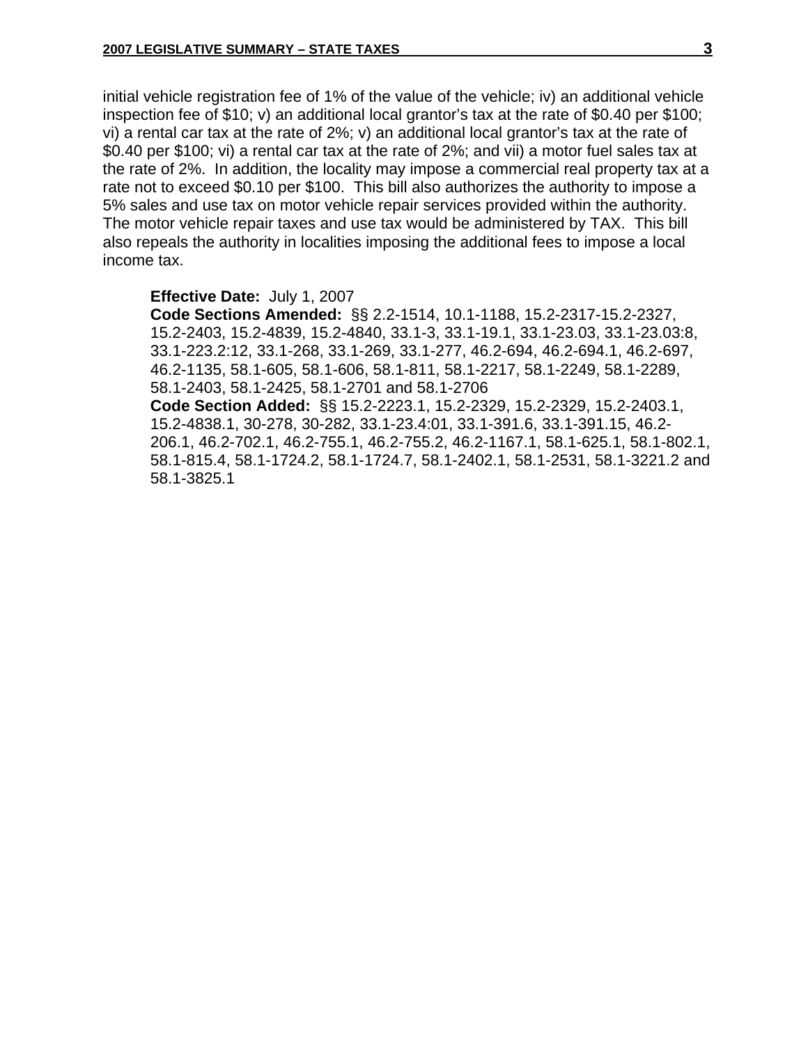initial vehicle registration fee of 1% of the value of the vehicle; iv) an additional vehicle inspection fee of $10; v) an additional local grantor's tax at the rate of $0.40 per $100; vi) a rental car tax at the rate of 2%; v) an additional local grantor's tax at the rate of $0.40 per $100; vi) a rental car tax at the rate of 2%; and vii) a motor fuel sales tax at the rate of 2%. In addition, the locality may impose a commercial real property tax at a rate not to exceed $0.10 per $100. This bill also authorizes the authority to impose a 5% sales and use tax on motor vehicle repair services provided within the authority. The motor vehicle repair taxes and use tax would be administered by TAX. This bill also repeals the authority in localities imposing the additional fees to impose a local income tax.

**Effective Date:** July 1, 2007
**Code Sections Amended:** §§ 2.2-1514, 10.1-1188, 15.2-2317-15.2-2327, 15.2-2403, 15.2-4839, 15.2-4840, 33.1-3, 33.1-19.1, 33.1-23.03, 33.1-23.03:8, 33.1-223.2:12, 33.1-268, 33.1-269, 33.1-277, 46.2-694, 46.2-694.1, 46.2-697, 46.2-1135, 58.1-605, 58.1-606, 58.1-811, 58.1-2217, 58.1-2249, 58.1-2289, 58.1-2403, 58.1-2425, 58.1-2701 and 58.1-2706
**Code Section Added:** §§ 15.2-2223.1, 15.2-2329, 15.2-2329, 15.2-2403.1, 15.2-4838.1, 30-278, 30-282, 33.1-23.4:01, 33.1-391.6, 33.1-391.15, 46.2-206.1, 46.2-702.1, 46.2-755.1, 46.2-755.2, 46.2-1167.1, 58.1-625.1, 58.1-802.1, 58.1-815.4, 58.1-1724.2, 58.1-1724.7, 58.1-2402.1, 58.1-2531, 58.1-3221.2 and 58.1-3825.1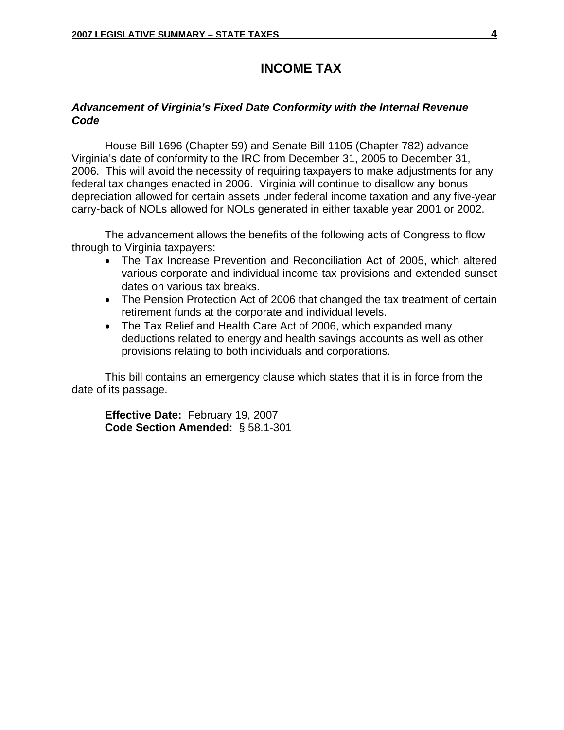# INCOME TAX

***Advancement of Virginia's Fixed Date Conformity with the Internal Revenue Code***

House Bill 1696 (Chapter 59) and Senate Bill 1105 (Chapter 782) advance Virginia's date of conformity to the IRC from December 31, 2005 to December 31, 2006. This will avoid the necessity of requiring taxpayers to make adjustments for any federal tax changes enacted in 2006. Virginia will continue to disallow any bonus depreciation allowed for certain assets under federal income taxation and any five-year carry-back of NOLs allowed for NOLs generated in either taxable year 2001 or 2002.

The advancement allows the benefits of the following acts of Congress to flow through to Virginia taxpayers:

- The Tax Increase Prevention and Reconciliation Act of 2005, which altered various corporate and individual income tax provisions and extended sunset dates on various tax breaks.
- The Pension Protection Act of 2006 that changed the tax treatment of certain retirement funds at the corporate and individual levels.
- The Tax Relief and Health Care Act of 2006, which expanded many deductions related to energy and health savings accounts as well as other provisions relating to both individuals and corporations.

This bill contains an emergency clause which states that it is in force from the date of its passage.

**Effective Date:** February 19, 2007
**Code Section Amended:** § 58.1-301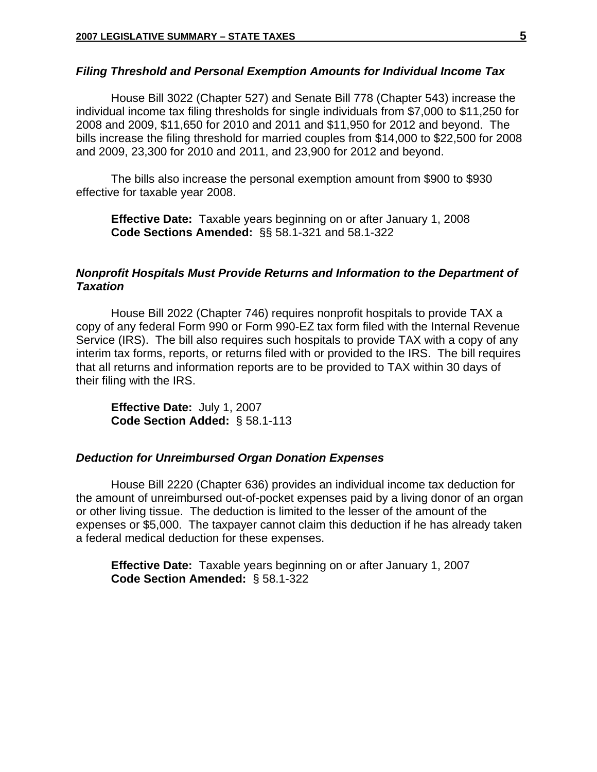### *Filing Threshold and Personal Exemption Amounts for Individual Income Tax*

House Bill 3022 (Chapter 527) and Senate Bill 778 (Chapter 543) increase the individual income tax filing thresholds for single individuals from $7,000 to $11,250 for 2008 and 2009, $11,650 for 2010 and 2011 and $11,950 for 2012 and beyond. The bills increase the filing threshold for married couples from $14,000 to $22,500 for 2008 and 2009, 23,300 for 2010 and 2011, and 23,900 for 2012 and beyond.

The bills also increase the personal exemption amount from $900 to $930 effective for taxable year 2008.

**Effective Date:** Taxable years beginning on or after January 1, 2008
**Code Sections Amended:** §§ 58.1-321 and 58.1-322

### *Nonprofit Hospitals Must Provide Returns and Information to the Department of Taxation*

House Bill 2022 (Chapter 746) requires nonprofit hospitals to provide TAX a copy of any federal Form 990 or Form 990-EZ tax form filed with the Internal Revenue Service (IRS). The bill also requires such hospitals to provide TAX with a copy of any interim tax forms, reports, or returns filed with or provided to the IRS. The bill requires that all returns and information reports are to be provided to TAX within 30 days of their filing with the IRS.

**Effective Date:** July 1, 2007
**Code Section Added:** § 58.1-113

### *Deduction for Unreimbursed Organ Donation Expenses*

House Bill 2220 (Chapter 636) provides an individual income tax deduction for the amount of unreimbursed out-of-pocket expenses paid by a living donor of an organ or other living tissue. The deduction is limited to the lesser of the amount of the expenses or $5,000. The taxpayer cannot claim this deduction if he has already taken a federal medical deduction for these expenses.

**Effective Date:** Taxable years beginning on or after January 1, 2007
**Code Section Amended:** § 58.1-322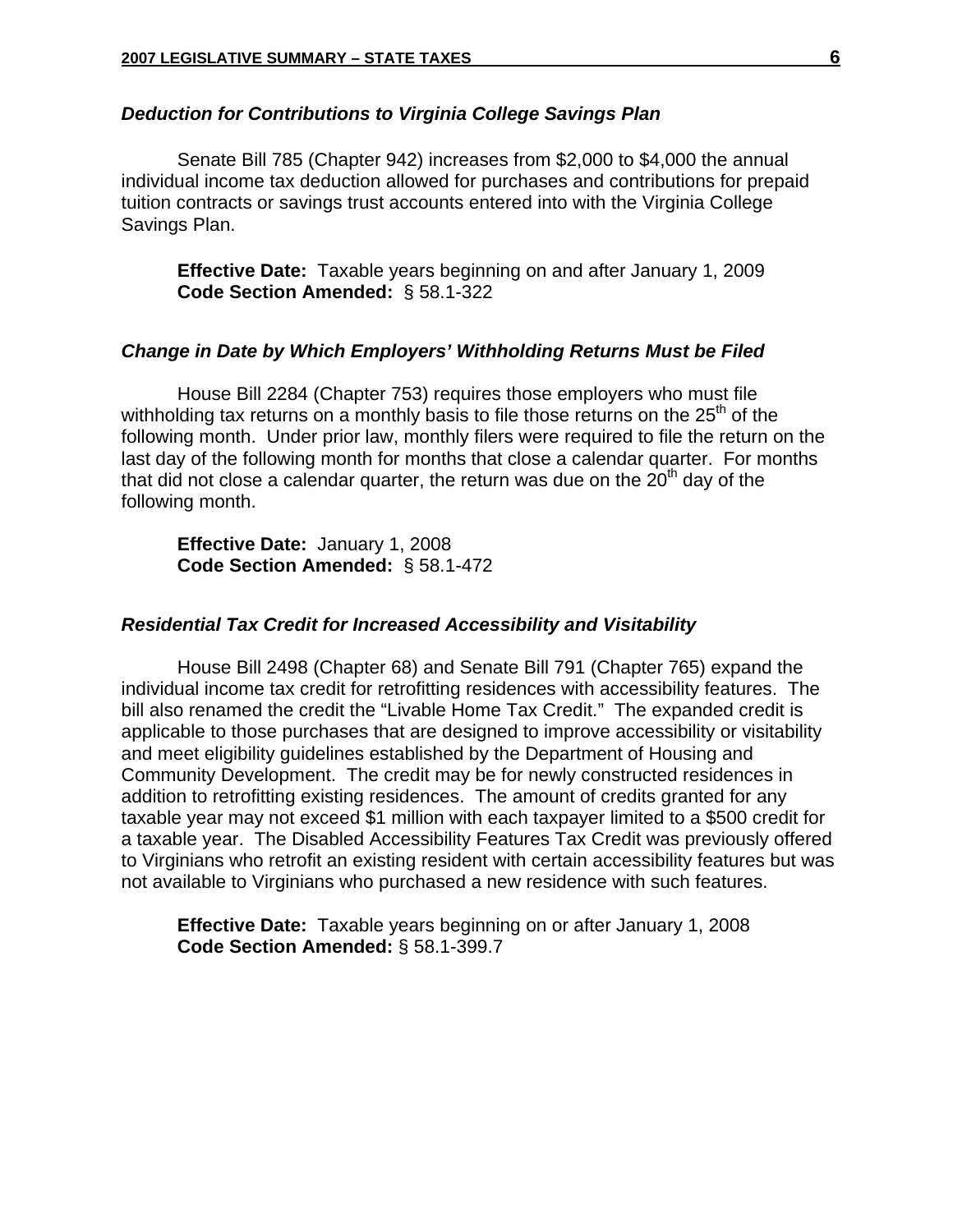### *Deduction for Contributions to Virginia College Savings Plan*

Senate Bill 785 (Chapter 942) increases from $2,000 to $4,000 the annual individual income tax deduction allowed for purchases and contributions for prepaid tuition contracts or savings trust accounts entered into with the Virginia College Savings Plan.

**Effective Date:** Taxable years beginning on and after January 1, 2009
**Code Section Amended:** § 58.1-322

### *Change in Date by Which Employers' Withholding Returns Must be Filed*

House Bill 2284 (Chapter 753) requires those employers who must file withholding tax returns on a monthly basis to file those returns on the 25th of the following month. Under prior law, monthly filers were required to file the return on the last day of the following month for months that close a calendar quarter. For months that did not close a calendar quarter, the return was due on the 20th day of the following month.

**Effective Date:** January 1, 2008
**Code Section Amended:** § 58.1-472

### *Residential Tax Credit for Increased Accessibility and Visitability*

House Bill 2498 (Chapter 68) and Senate Bill 791 (Chapter 765) expand the individual income tax credit for retrofitting residences with accessibility features. The bill also renamed the credit the "Livable Home Tax Credit." The expanded credit is applicable to those purchases that are designed to improve accessibility or visitability and meet eligibility guidelines established by the Department of Housing and Community Development. The credit may be for newly constructed residences in addition to retrofitting existing residences. The amount of credits granted for any taxable year may not exceed $1 million with each taxpayer limited to a $500 credit for a taxable year. The Disabled Accessibility Features Tax Credit was previously offered to Virginians who retrofit an existing resident with certain accessibility features but was not available to Virginians who purchased a new residence with such features.

**Effective Date:** Taxable years beginning on or after January 1, 2008
**Code Section Amended:** § 58.1-399.7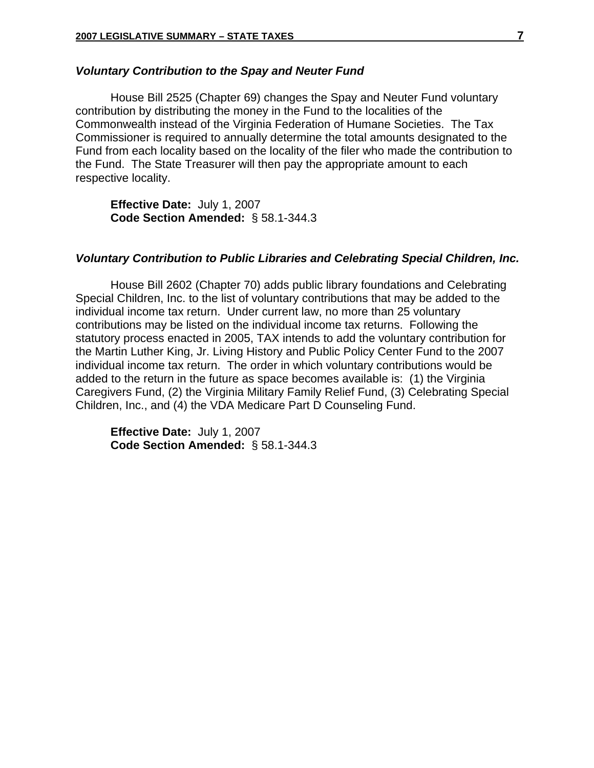### *Voluntary Contribution to the Spay and Neuter Fund*

House Bill 2525 (Chapter 69) changes the Spay and Neuter Fund voluntary contribution by distributing the money in the Fund to the localities of the Commonwealth instead of the Virginia Federation of Humane Societies. The Tax Commissioner is required to annually determine the total amounts designated to the Fund from each locality based on the locality of the filer who made the contribution to the Fund. The State Treasurer will then pay the appropriate amount to each respective locality.

**Effective Date:** July 1, 2007
**Code Section Amended:** § 58.1-344.3

### *Voluntary Contribution to Public Libraries and Celebrating Special Children, Inc.*

House Bill 2602 (Chapter 70) adds public library foundations and Celebrating Special Children, Inc. to the list of voluntary contributions that may be added to the individual income tax return. Under current law, no more than 25 voluntary contributions may be listed on the individual income tax returns. Following the statutory process enacted in 2005, TAX intends to add the voluntary contribution for the Martin Luther King, Jr. Living History and Public Policy Center Fund to the 2007 individual income tax return. The order in which voluntary contributions would be added to the return in the future as space becomes available is: (1) the Virginia Caregivers Fund, (2) the Virginia Military Family Relief Fund, (3) Celebrating Special Children, Inc., and (4) the VDA Medicare Part D Counseling Fund.

**Effective Date:** July 1, 2007
**Code Section Amended:** § 58.1-344.3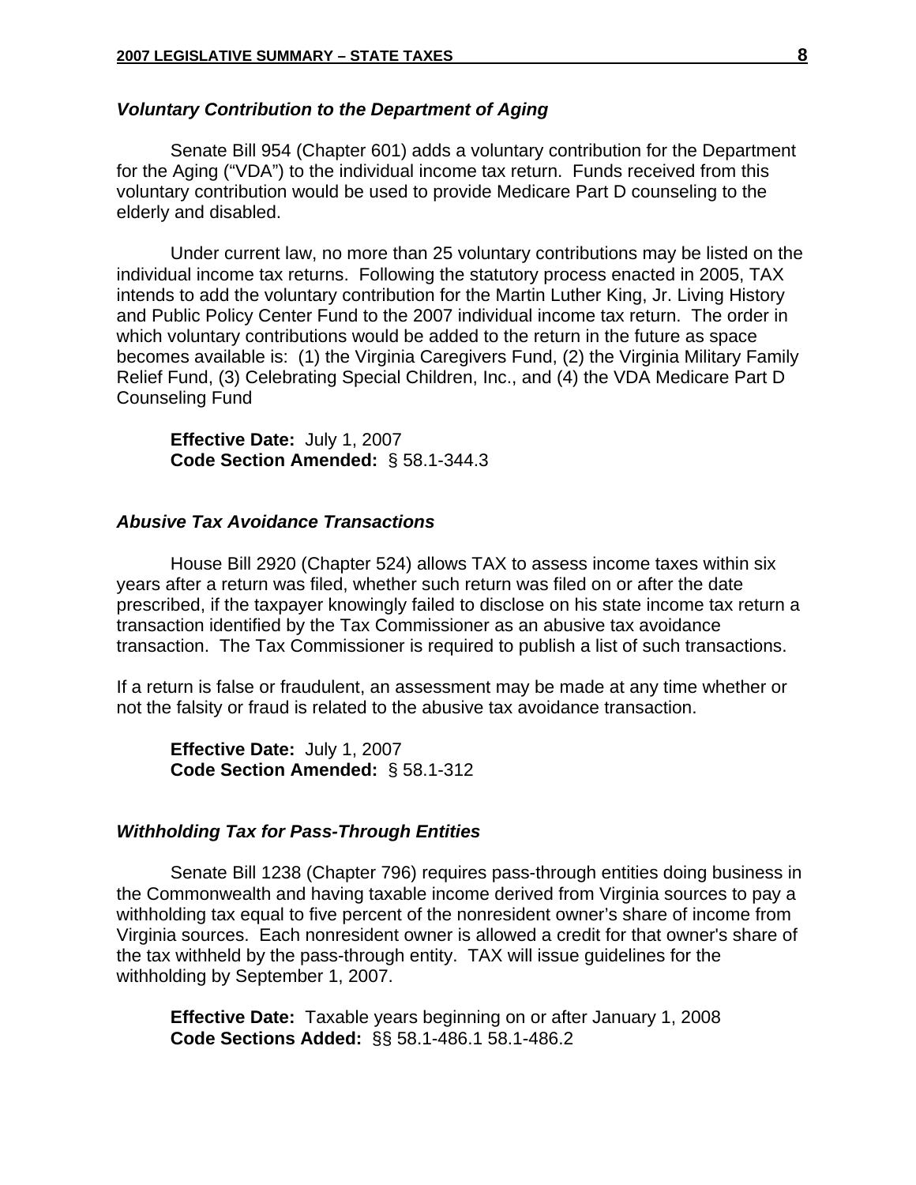### *Voluntary Contribution to the Department of Aging*

Senate Bill 954 (Chapter 601) adds a voluntary contribution for the Department for the Aging ("VDA") to the individual income tax return. Funds received from this voluntary contribution would be used to provide Medicare Part D counseling to the elderly and disabled.

Under current law, no more than 25 voluntary contributions may be listed on the individual income tax returns. Following the statutory process enacted in 2005, TAX intends to add the voluntary contribution for the Martin Luther King, Jr. Living History and Public Policy Center Fund to the 2007 individual income tax return. The order in which voluntary contributions would be added to the return in the future as space becomes available is: (1) the Virginia Caregivers Fund, (2) the Virginia Military Family Relief Fund, (3) Celebrating Special Children, Inc., and (4) the VDA Medicare Part D Counseling Fund

**Effective Date:** July 1, 2007
**Code Section Amended:** § 58.1-344.3

### *Abusive Tax Avoidance Transactions*

House Bill 2920 (Chapter 524) allows TAX to assess income taxes within six years after a return was filed, whether such return was filed on or after the date prescribed, if the taxpayer knowingly failed to disclose on his state income tax return a transaction identified by the Tax Commissioner as an abusive tax avoidance transaction. The Tax Commissioner is required to publish a list of such transactions.

If a return is false or fraudulent, an assessment may be made at any time whether or not the falsity or fraud is related to the abusive tax avoidance transaction.

**Effective Date:** July 1, 2007
**Code Section Amended:** § 58.1-312

### *Withholding Tax for Pass-Through Entities*

Senate Bill 1238 (Chapter 796) requires pass-through entities doing business in the Commonwealth and having taxable income derived from Virginia sources to pay a withholding tax equal to five percent of the nonresident owner's share of income from Virginia sources. Each nonresident owner is allowed a credit for that owner's share of the tax withheld by the pass-through entity. TAX will issue guidelines for the withholding by September 1, 2007.

**Effective Date:** Taxable years beginning on or after January 1, 2008
**Code Sections Added:** §§ 58.1-486.1 58.1-486.2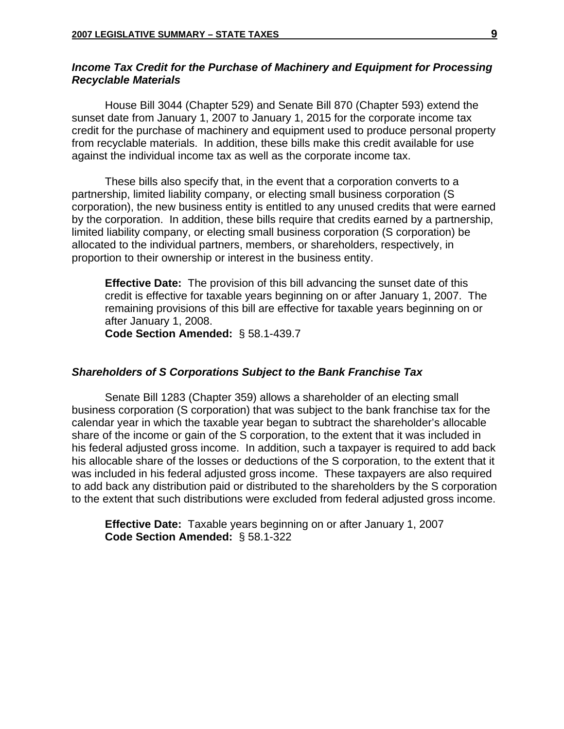### *Income Tax Credit for the Purchase of Machinery and Equipment for Processing Recyclable Materials*

House Bill 3044 (Chapter 529) and Senate Bill 870 (Chapter 593) extend the sunset date from January 1, 2007 to January 1, 2015 for the corporate income tax credit for the purchase of machinery and equipment used to produce personal property from recyclable materials. In addition, these bills make this credit available for use against the individual income tax as well as the corporate income tax.

These bills also specify that, in the event that a corporation converts to a partnership, limited liability company, or electing small business corporation (S corporation), the new business entity is entitled to any unused credits that were earned by the corporation. In addition, these bills require that credits earned by a partnership, limited liability company, or electing small business corporation (S corporation) be allocated to the individual partners, members, or shareholders, respectively, in proportion to their ownership or interest in the business entity.

**Effective Date:** The provision of this bill advancing the sunset date of this credit is effective for taxable years beginning on or after January 1, 2007. The remaining provisions of this bill are effective for taxable years beginning on or after January 1, 2008.
**Code Section Amended:** § 58.1-439.7

### *Shareholders of S Corporations Subject to the Bank Franchise Tax*

Senate Bill 1283 (Chapter 359) allows a shareholder of an electing small business corporation (S corporation) that was subject to the bank franchise tax for the calendar year in which the taxable year began to subtract the shareholder's allocable share of the income or gain of the S corporation, to the extent that it was included in his federal adjusted gross income. In addition, such a taxpayer is required to add back his allocable share of the losses or deductions of the S corporation, to the extent that it was included in his federal adjusted gross income. These taxpayers are also required to add back any distribution paid or distributed to the shareholders by the S corporation to the extent that such distributions were excluded from federal adjusted gross income.

**Effective Date:** Taxable years beginning on or after January 1, 2007
**Code Section Amended:** § 58.1-322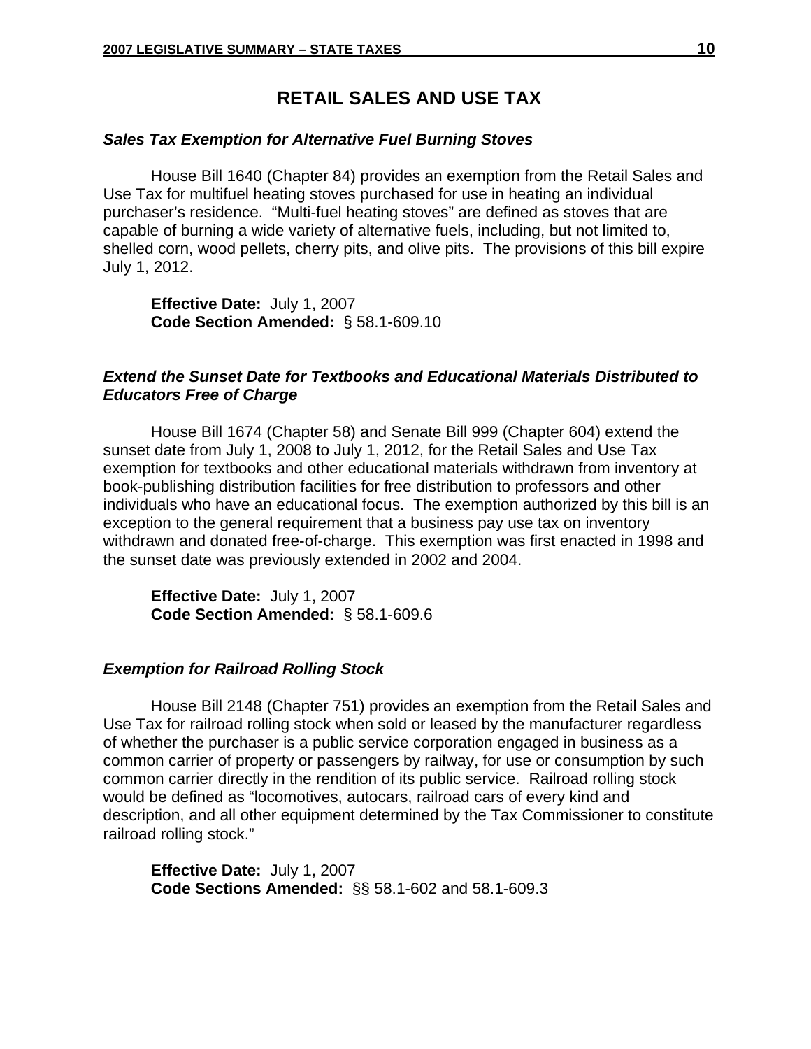# RETAIL SALES AND USE TAX

### *Sales Tax Exemption for Alternative Fuel Burning Stoves*

House Bill 1640 (Chapter 84) provides an exemption from the Retail Sales and Use Tax for multifuel heating stoves purchased for use in heating an individual purchaser's residence. "Multi-fuel heating stoves" are defined as stoves that are capable of burning a wide variety of alternative fuels, including, but not limited to, shelled corn, wood pellets, cherry pits, and olive pits. The provisions of this bill expire July 1, 2012.

**Effective Date:** July 1, 2007
**Code Section Amended:** § 58.1-609.10

### *Extend the Sunset Date for Textbooks and Educational Materials Distributed to Educators Free of Charge*

House Bill 1674 (Chapter 58) and Senate Bill 999 (Chapter 604) extend the sunset date from July 1, 2008 to July 1, 2012, for the Retail Sales and Use Tax exemption for textbooks and other educational materials withdrawn from inventory at book-publishing distribution facilities for free distribution to professors and other individuals who have an educational focus. The exemption authorized by this bill is an exception to the general requirement that a business pay use tax on inventory withdrawn and donated free-of-charge. This exemption was first enacted in 1998 and the sunset date was previously extended in 2002 and 2004.

**Effective Date:** July 1, 2007
**Code Section Amended:** § 58.1-609.6

### *Exemption for Railroad Rolling Stock*

House Bill 2148 (Chapter 751) provides an exemption from the Retail Sales and Use Tax for railroad rolling stock when sold or leased by the manufacturer regardless of whether the purchaser is a public service corporation engaged in business as a common carrier of property or passengers by railway, for use or consumption by such common carrier directly in the rendition of its public service. Railroad rolling stock would be defined as "locomotives, autocars, railroad cars of every kind and description, and all other equipment determined by the Tax Commissioner to constitute railroad rolling stock."

**Effective Date:** July 1, 2007
**Code Sections Amended:** §§ 58.1-602 and 58.1-609.3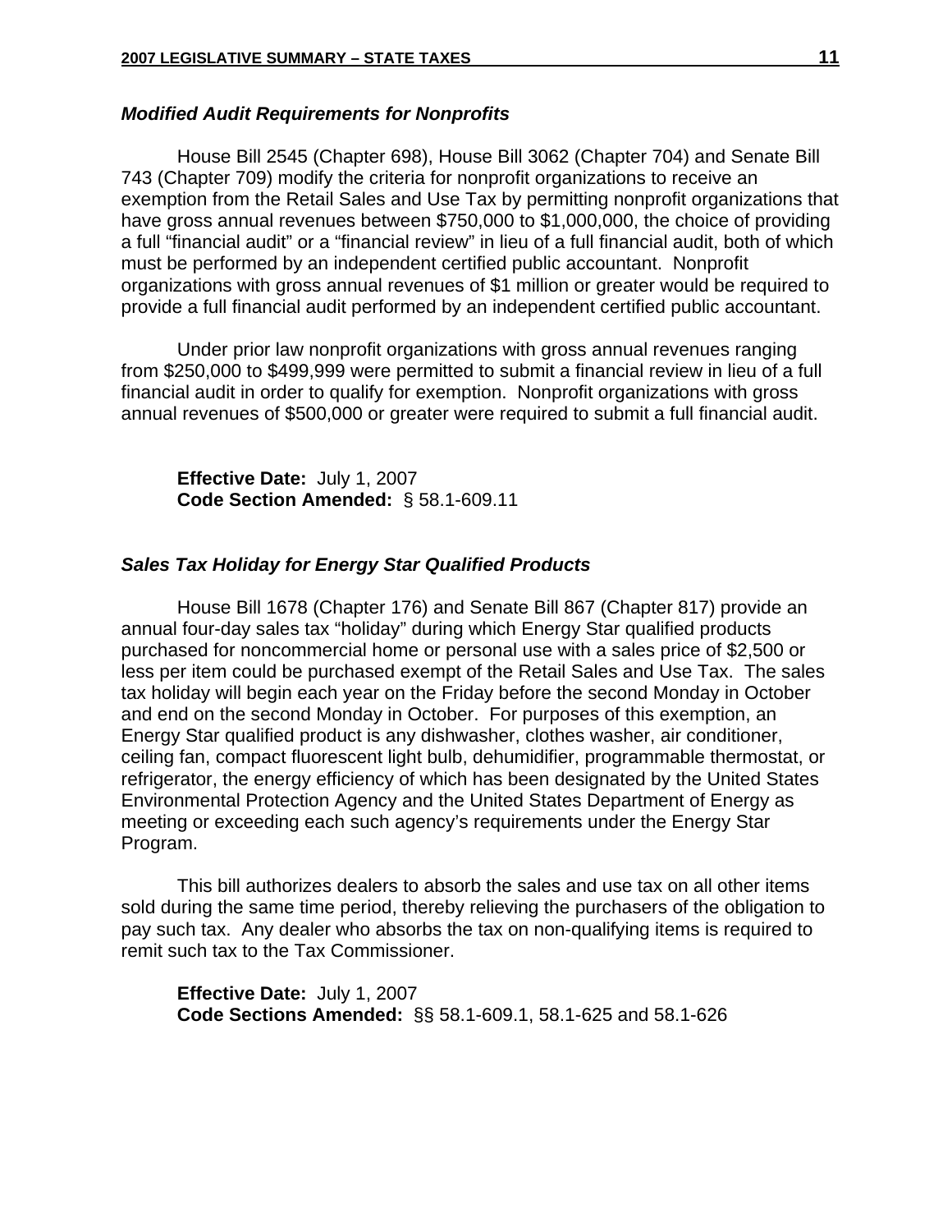### *Modified Audit Requirements for Nonprofits*

House Bill 2545 (Chapter 698), House Bill 3062 (Chapter 704) and Senate Bill 743 (Chapter 709) modify the criteria for nonprofit organizations to receive an exemption from the Retail Sales and Use Tax by permitting nonprofit organizations that have gross annual revenues between $750,000 to $1,000,000, the choice of providing a full "financial audit" or a "financial review" in lieu of a full financial audit, both of which must be performed by an independent certified public accountant. Nonprofit organizations with gross annual revenues of $1 million or greater would be required to provide a full financial audit performed by an independent certified public accountant.

Under prior law nonprofit organizations with gross annual revenues ranging from $250,000 to $499,999 were permitted to submit a financial review in lieu of a full financial audit in order to qualify for exemption. Nonprofit organizations with gross annual revenues of $500,000 or greater were required to submit a full financial audit.

**Effective Date:** July 1, 2007
**Code Section Amended:** § 58.1-609.11

### *Sales Tax Holiday for Energy Star Qualified Products*

House Bill 1678 (Chapter 176) and Senate Bill 867 (Chapter 817) provide an annual four-day sales tax "holiday" during which Energy Star qualified products purchased for noncommercial home or personal use with a sales price of $2,500 or less per item could be purchased exempt of the Retail Sales and Use Tax. The sales tax holiday will begin each year on the Friday before the second Monday in October and end on the second Monday in October. For purposes of this exemption, an Energy Star qualified product is any dishwasher, clothes washer, air conditioner, ceiling fan, compact fluorescent light bulb, dehumidifier, programmable thermostat, or refrigerator, the energy efficiency of which has been designated by the United States Environmental Protection Agency and the United States Department of Energy as meeting or exceeding each such agency's requirements under the Energy Star Program.

This bill authorizes dealers to absorb the sales and use tax on all other items sold during the same time period, thereby relieving the purchasers of the obligation to pay such tax. Any dealer who absorbs the tax on non-qualifying items is required to remit such tax to the Tax Commissioner.

**Effective Date:** July 1, 2007
**Code Sections Amended:** §§ 58.1-609.1, 58.1-625 and 58.1-626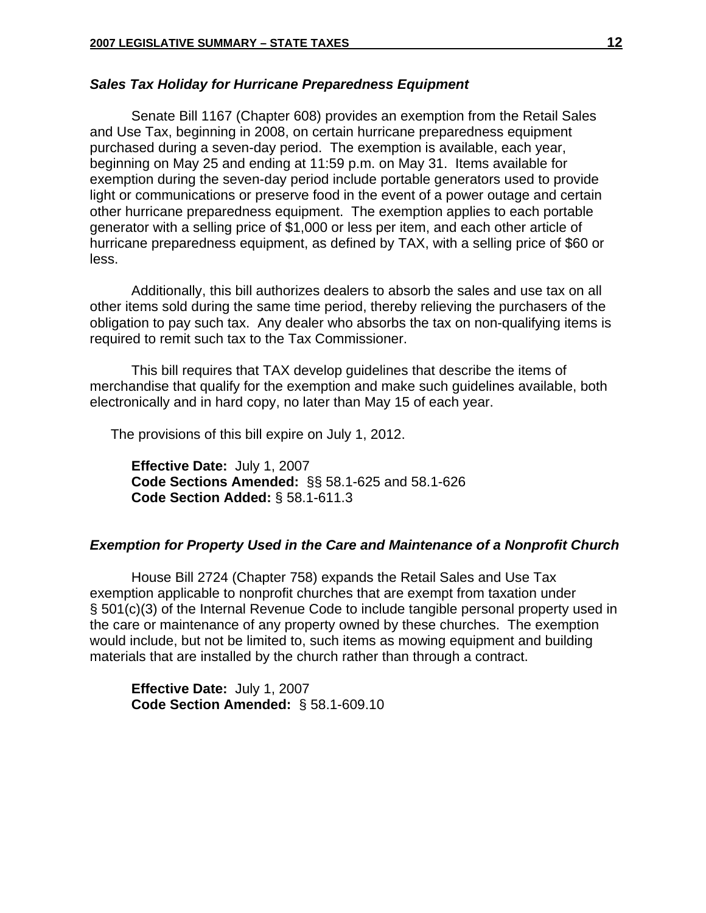### *Sales Tax Holiday for Hurricane Preparedness Equipment*

Senate Bill 1167 (Chapter 608) provides an exemption from the Retail Sales and Use Tax, beginning in 2008, on certain hurricane preparedness equipment purchased during a seven-day period. The exemption is available, each year, beginning on May 25 and ending at 11:59 p.m. on May 31. Items available for exemption during the seven-day period include portable generators used to provide light or communications or preserve food in the event of a power outage and certain other hurricane preparedness equipment. The exemption applies to each portable generator with a selling price of $1,000 or less per item, and each other article of hurricane preparedness equipment, as defined by TAX, with a selling price of $60 or less.

Additionally, this bill authorizes dealers to absorb the sales and use tax on all other items sold during the same time period, thereby relieving the purchasers of the obligation to pay such tax. Any dealer who absorbs the tax on non-qualifying items is required to remit such tax to the Tax Commissioner.

This bill requires that TAX develop guidelines that describe the items of merchandise that qualify for the exemption and make such guidelines available, both electronically and in hard copy, no later than May 15 of each year.

The provisions of this bill expire on July 1, 2012.

**Effective Date:** July 1, 2007
**Code Sections Amended:** §§ 58.1-625 and 58.1-626
**Code Section Added:** § 58.1-611.3

### *Exemption for Property Used in the Care and Maintenance of a Nonprofit Church*

House Bill 2724 (Chapter 758) expands the Retail Sales and Use Tax exemption applicable to nonprofit churches that are exempt from taxation under § 501(c)(3) of the Internal Revenue Code to include tangible personal property used in the care or maintenance of any property owned by these churches. The exemption would include, but not be limited to, such items as mowing equipment and building materials that are installed by the church rather than through a contract.

**Effective Date:** July 1, 2007
**Code Section Amended:** § 58.1-609.10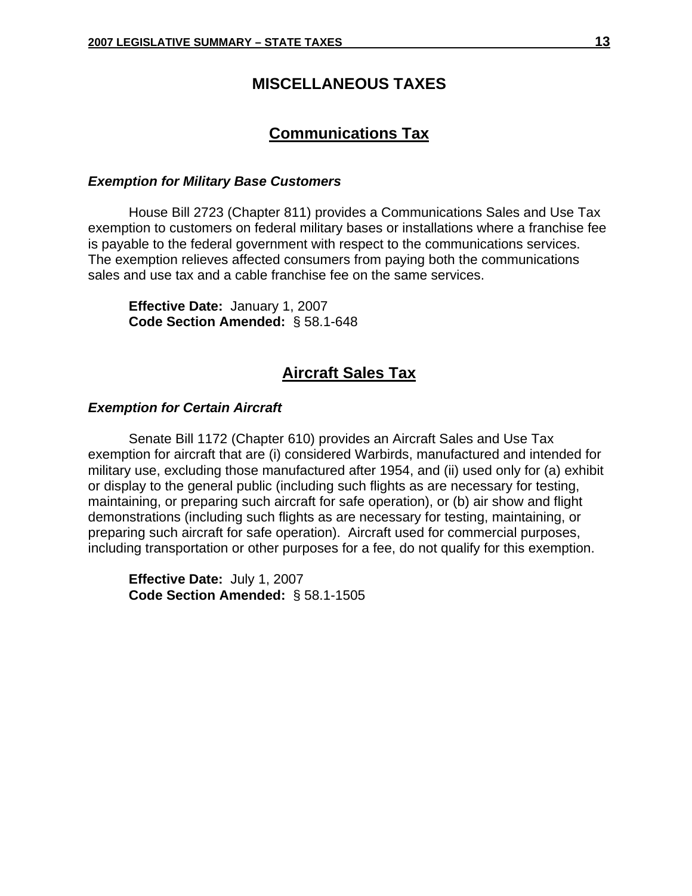# MISCELLANEOUS TAXES

## Communications Tax

### *Exemption for Military Base Customers*

House Bill 2723 (Chapter 811) provides a Communications Sales and Use Tax exemption to customers on federal military bases or installations where a franchise fee is payable to the federal government with respect to the communications services. The exemption relieves affected consumers from paying both the communications sales and use tax and a cable franchise fee on the same services.

**Effective Date:** January 1, 2007
**Code Section Amended:** § 58.1-648

## Aircraft Sales Tax

### *Exemption for Certain Aircraft*

Senate Bill 1172 (Chapter 610) provides an Aircraft Sales and Use Tax exemption for aircraft that are (i) considered Warbirds, manufactured and intended for military use, excluding those manufactured after 1954, and (ii) used only for (a) exhibit or display to the general public (including such flights as are necessary for testing, maintaining, or preparing such aircraft for safe operation), or (b) air show and flight demonstrations (including such flights as are necessary for testing, maintaining, or preparing such aircraft for safe operation). Aircraft used for commercial purposes, including transportation or other purposes for a fee, do not qualify for this exemption.

**Effective Date:** July 1, 2007
**Code Section Amended:** § 58.1-1505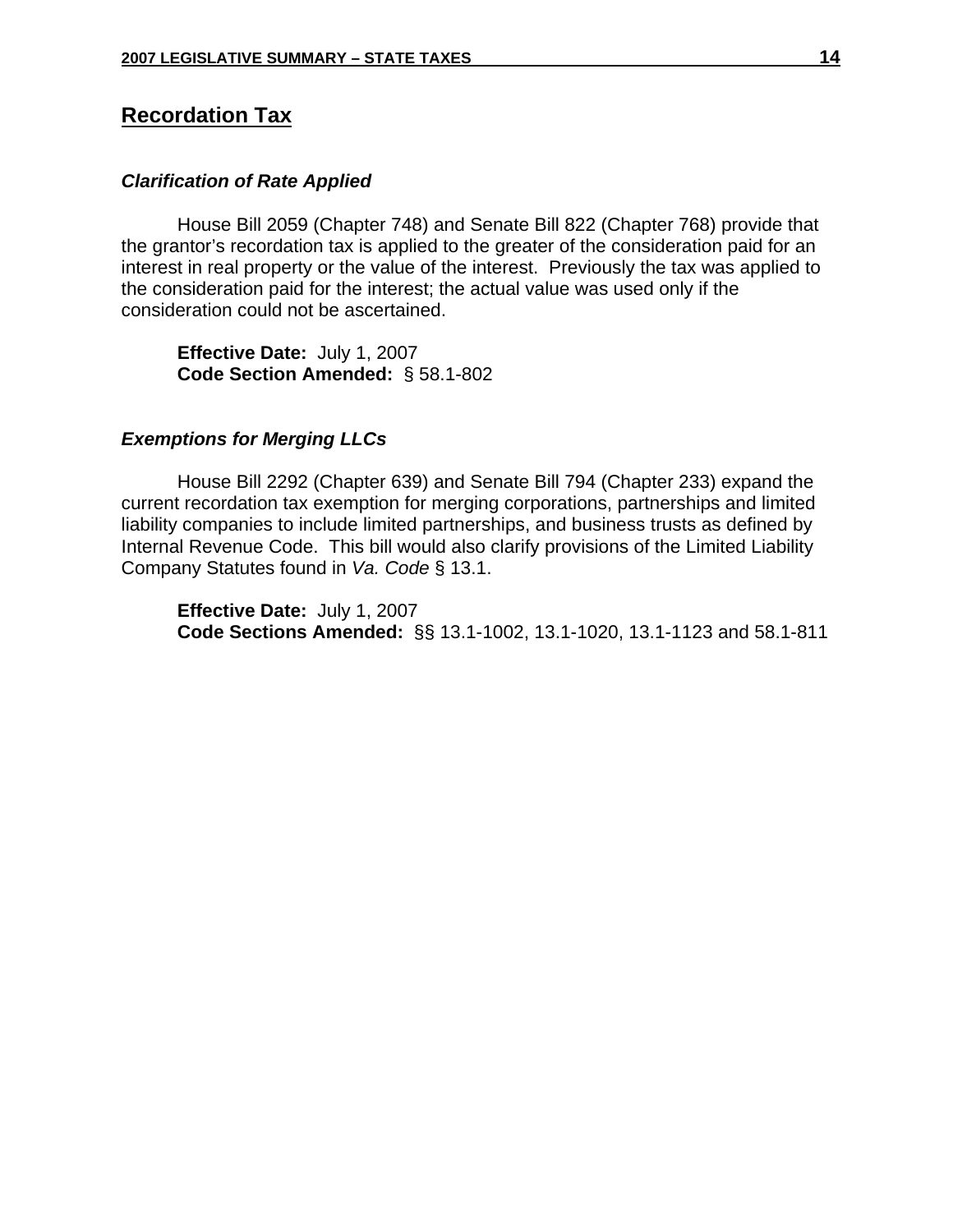## Recordation Tax

### *Clarification of Rate Applied*

House Bill 2059 (Chapter 748) and Senate Bill 822 (Chapter 768) provide that the grantor's recordation tax is applied to the greater of the consideration paid for an interest in real property or the value of the interest. Previously the tax was applied to the consideration paid for the interest; the actual value was used only if the consideration could not be ascertained.

**Effective Date:** July 1, 2007
**Code Section Amended:** § 58.1-802

### *Exemptions for Merging LLCs*

House Bill 2292 (Chapter 639) and Senate Bill 794 (Chapter 233) expand the current recordation tax exemption for merging corporations, partnerships and limited liability companies to include limited partnerships, and business trusts as defined by Internal Revenue Code. This bill would also clarify provisions of the Limited Liability Company Statutes found in *Va. Code* § 13.1.

**Effective Date:** July 1, 2007
**Code Sections Amended:** §§ 13.1-1002, 13.1-1020, 13.1-1123 and 58.1-811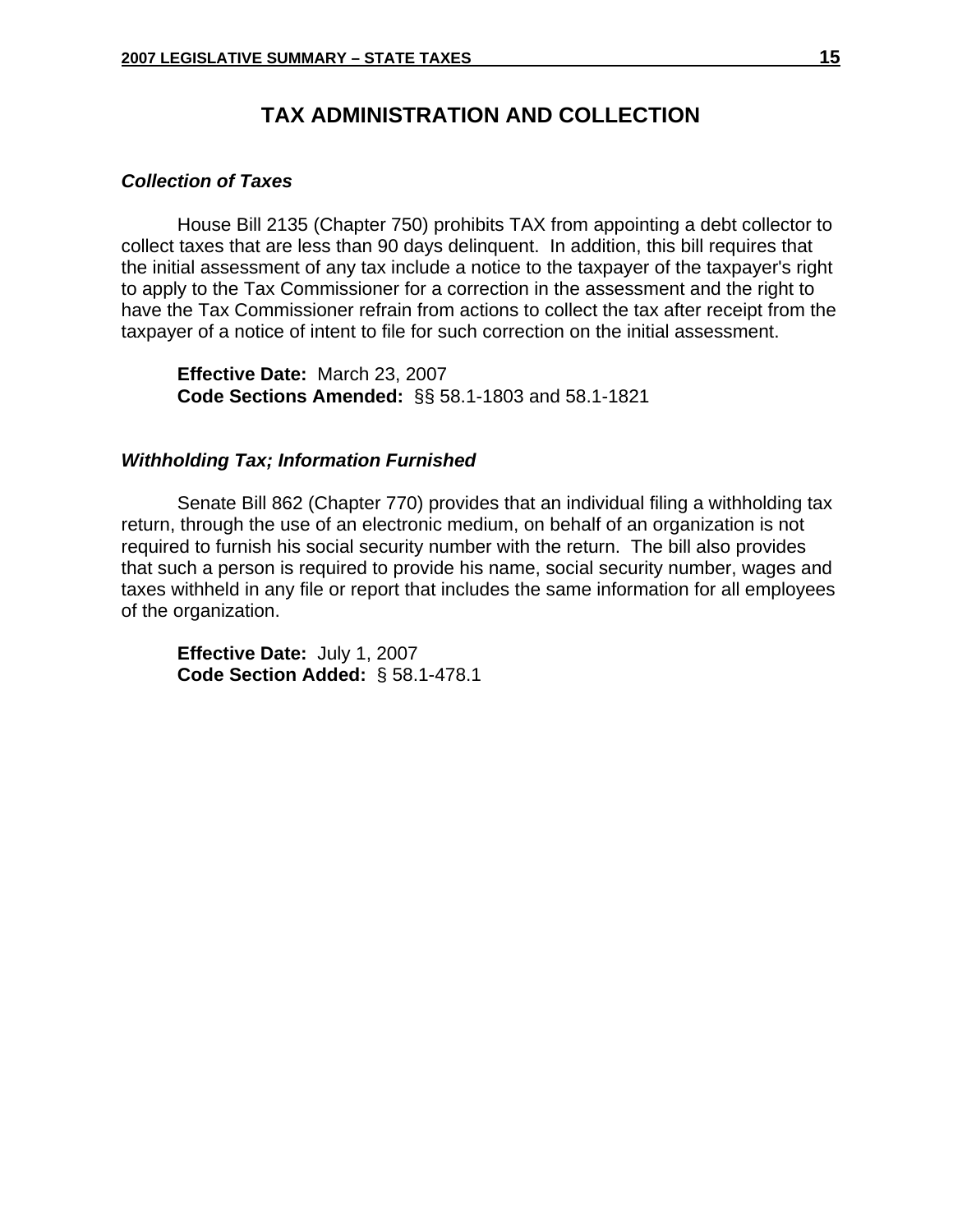# TAX ADMINISTRATION AND COLLECTION

### *Collection of Taxes*

House Bill 2135 (Chapter 750) prohibits TAX from appointing a debt collector to collect taxes that are less than 90 days delinquent. In addition, this bill requires that the initial assessment of any tax include a notice to the taxpayer of the taxpayer's right to apply to the Tax Commissioner for a correction in the assessment and the right to have the Tax Commissioner refrain from actions to collect the tax after receipt from the taxpayer of a notice of intent to file for such correction on the initial assessment.

**Effective Date:** March 23, 2007
**Code Sections Amended:** §§ 58.1-1803 and 58.1-1821

### *Withholding Tax; Information Furnished*

Senate Bill 862 (Chapter 770) provides that an individual filing a withholding tax return, through the use of an electronic medium, on behalf of an organization is not required to furnish his social security number with the return. The bill also provides that such a person is required to provide his name, social security number, wages and taxes withheld in any file or report that includes the same information for all employees of the organization.

**Effective Date:** July 1, 2007
**Code Section Added:** § 58.1-478.1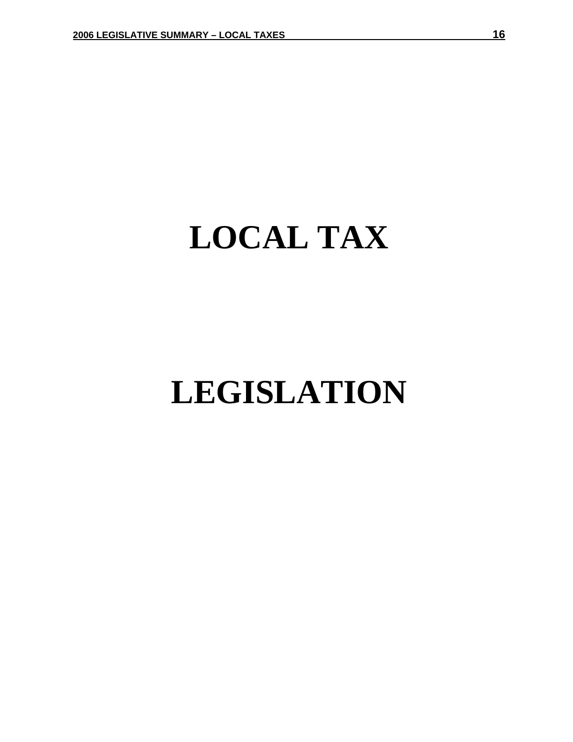# LOCAL TAX

# LEGISLATION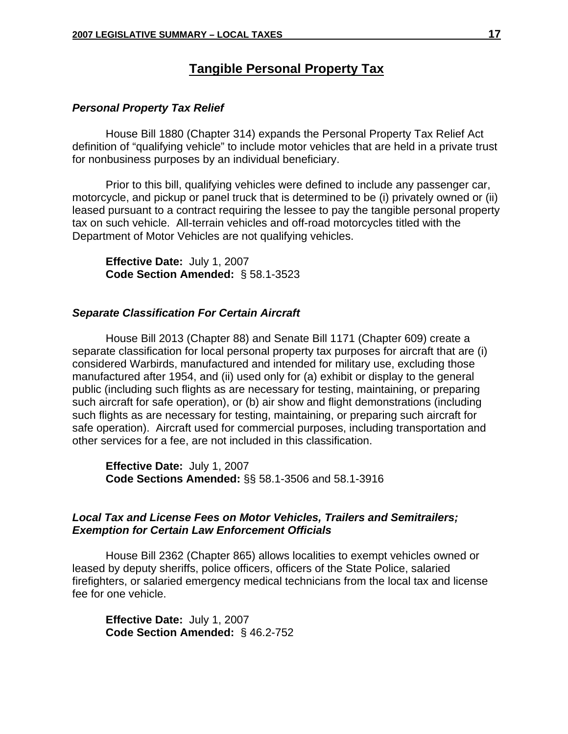# Tangible Personal Property Tax

### *Personal Property Tax Relief*

House Bill 1880 (Chapter 314) expands the Personal Property Tax Relief Act definition of "qualifying vehicle" to include motor vehicles that are held in a private trust for nonbusiness purposes by an individual beneficiary.

Prior to this bill, qualifying vehicles were defined to include any passenger car, motorcycle, and pickup or panel truck that is determined to be (i) privately owned or (ii) leased pursuant to a contract requiring the lessee to pay the tangible personal property tax on such vehicle. All-terrain vehicles and off-road motorcycles titled with the Department of Motor Vehicles are not qualifying vehicles.

**Effective Date:** July 1, 2007
**Code Section Amended:** § 58.1-3523

### *Separate Classification For Certain Aircraft*

House Bill 2013 (Chapter 88) and Senate Bill 1171 (Chapter 609) create a separate classification for local personal property tax purposes for aircraft that are (i) considered Warbirds, manufactured and intended for military use, excluding those manufactured after 1954, and (ii) used only for (a) exhibit or display to the general public (including such flights as are necessary for testing, maintaining, or preparing such aircraft for safe operation), or (b) air show and flight demonstrations (including such flights as are necessary for testing, maintaining, or preparing such aircraft for safe operation). Aircraft used for commercial purposes, including transportation and other services for a fee, are not included in this classification.

**Effective Date:** July 1, 2007
**Code Sections Amended:** §§ 58.1-3506 and 58.1-3916

### *Local Tax and License Fees on Motor Vehicles, Trailers and Semitrailers; Exemption for Certain Law Enforcement Officials*

House Bill 2362 (Chapter 865) allows localities to exempt vehicles owned or leased by deputy sheriffs, police officers, officers of the State Police, salaried firefighters, or salaried emergency medical technicians from the local tax and license fee for one vehicle.

**Effective Date:** July 1, 2007
**Code Section Amended:** § 46.2-752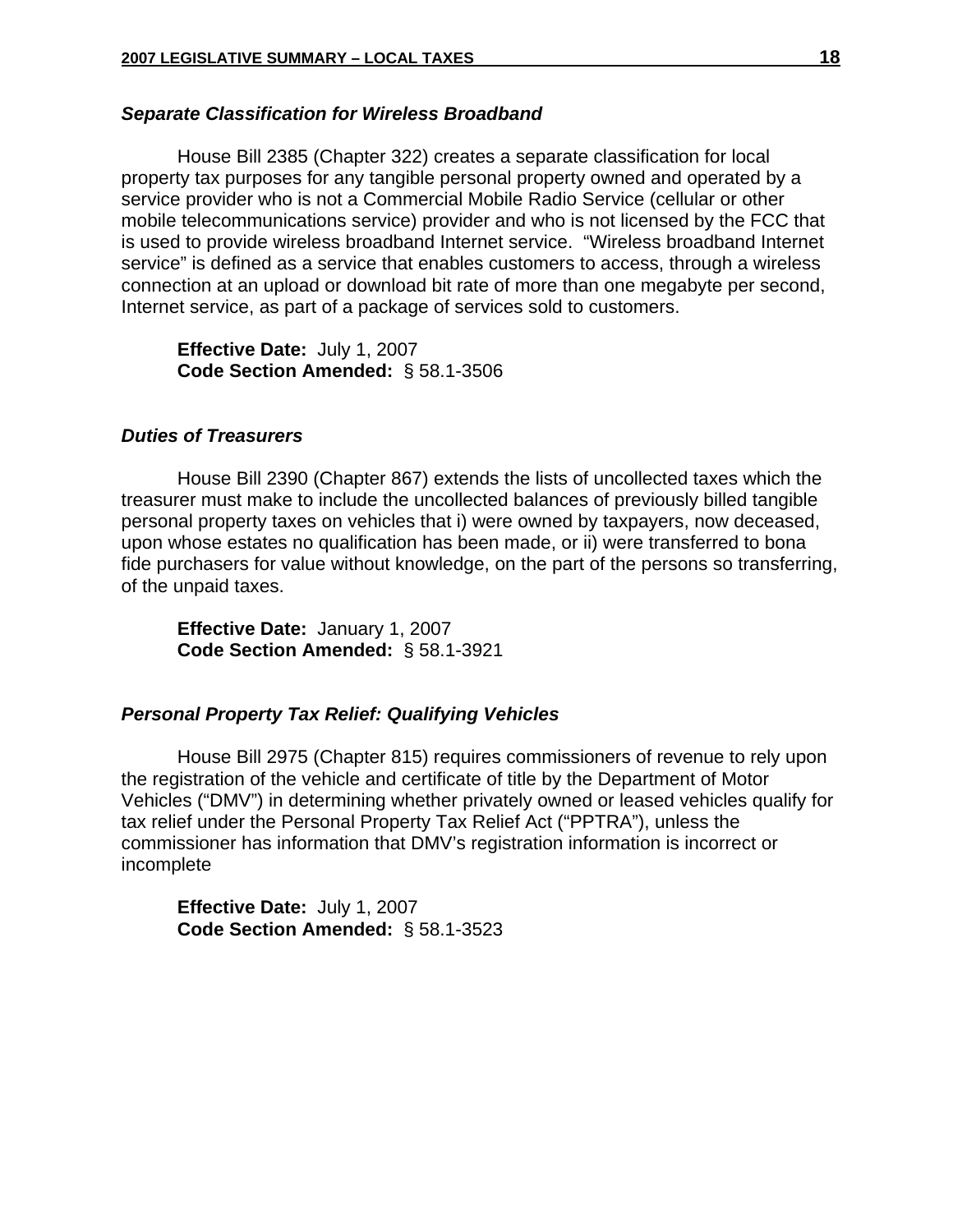### *Separate Classification for Wireless Broadband*

House Bill 2385 (Chapter 322) creates a separate classification for local property tax purposes for any tangible personal property owned and operated by a service provider who is not a Commercial Mobile Radio Service (cellular or other mobile telecommunications service) provider and who is not licensed by the FCC that is used to provide wireless broadband Internet service. "Wireless broadband Internet service" is defined as a service that enables customers to access, through a wireless connection at an upload or download bit rate of more than one megabyte per second, Internet service, as part of a package of services sold to customers.

**Effective Date:** July 1, 2007
**Code Section Amended:** § 58.1-3506

### *Duties of Treasurers*

House Bill 2390 (Chapter 867) extends the lists of uncollected taxes which the treasurer must make to include the uncollected balances of previously billed tangible personal property taxes on vehicles that i) were owned by taxpayers, now deceased, upon whose estates no qualification has been made, or ii) were transferred to bona fide purchasers for value without knowledge, on the part of the persons so transferring, of the unpaid taxes.

**Effective Date:** January 1, 2007
**Code Section Amended:** § 58.1-3921

### *Personal Property Tax Relief: Qualifying Vehicles*

House Bill 2975 (Chapter 815) requires commissioners of revenue to rely upon the registration of the vehicle and certificate of title by the Department of Motor Vehicles ("DMV") in determining whether privately owned or leased vehicles qualify for tax relief under the Personal Property Tax Relief Act ("PPTRA"), unless the commissioner has information that DMV's registration information is incorrect or incomplete

**Effective Date:** July 1, 2007
**Code Section Amended:** § 58.1-3523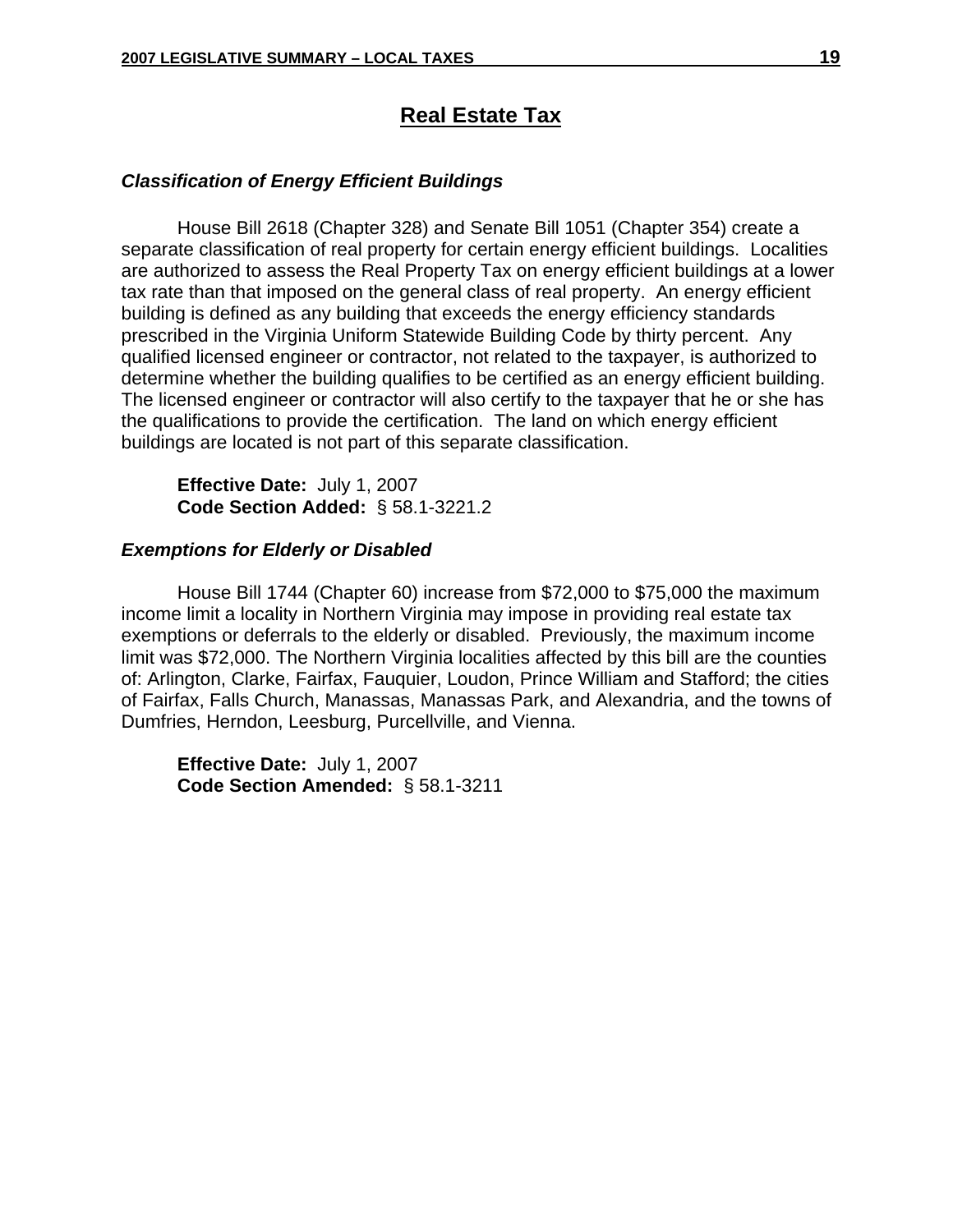# Real Estate Tax

### *Classification of Energy Efficient Buildings*

House Bill 2618 (Chapter 328) and Senate Bill 1051 (Chapter 354) create a separate classification of real property for certain energy efficient buildings. Localities are authorized to assess the Real Property Tax on energy efficient buildings at a lower tax rate than that imposed on the general class of real property. An energy efficient building is defined as any building that exceeds the energy efficiency standards prescribed in the Virginia Uniform Statewide Building Code by thirty percent. Any qualified licensed engineer or contractor, not related to the taxpayer, is authorized to determine whether the building qualifies to be certified as an energy efficient building. The licensed engineer or contractor will also certify to the taxpayer that he or she has the qualifications to provide the certification. The land on which energy efficient buildings are located is not part of this separate classification.

**Effective Date:** July 1, 2007
**Code Section Added:** § 58.1-3221.2

### *Exemptions for Elderly or Disabled*

House Bill 1744 (Chapter 60) increase from $72,000 to $75,000 the maximum income limit a locality in Northern Virginia may impose in providing real estate tax exemptions or deferrals to the elderly or disabled. Previously, the maximum income limit was $72,000. The Northern Virginia localities affected by this bill are the counties of: Arlington, Clarke, Fairfax, Fauquier, Loudon, Prince William and Stafford; the cities of Fairfax, Falls Church, Manassas, Manassas Park, and Alexandria, and the towns of Dumfries, Herndon, Leesburg, Purcellville, and Vienna.

**Effective Date:** July 1, 2007
**Code Section Amended:** § 58.1-3211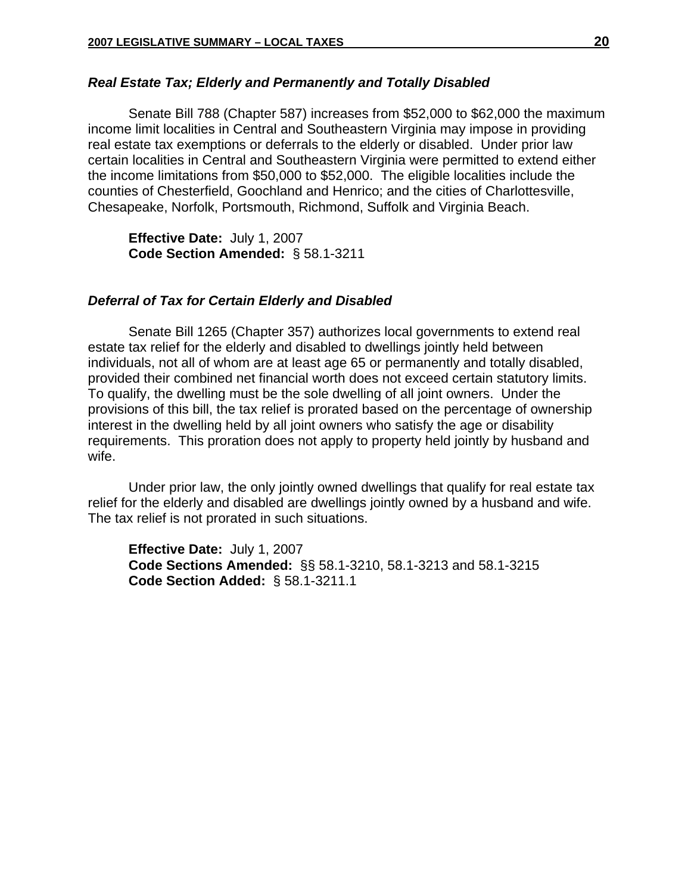### *Real Estate Tax; Elderly and Permanently and Totally Disabled*

Senate Bill 788 (Chapter 587) increases from $52,000 to $62,000 the maximum income limit localities in Central and Southeastern Virginia may impose in providing real estate tax exemptions or deferrals to the elderly or disabled. Under prior law certain localities in Central and Southeastern Virginia were permitted to extend either the income limitations from $50,000 to $52,000. The eligible localities include the counties of Chesterfield, Goochland and Henrico; and the cities of Charlottesville, Chesapeake, Norfolk, Portsmouth, Richmond, Suffolk and Virginia Beach.

**Effective Date:** July 1, 2007
**Code Section Amended:** § 58.1-3211

### *Deferral of Tax for Certain Elderly and Disabled*

Senate Bill 1265 (Chapter 357) authorizes local governments to extend real estate tax relief for the elderly and disabled to dwellings jointly held between individuals, not all of whom are at least age 65 or permanently and totally disabled, provided their combined net financial worth does not exceed certain statutory limits. To qualify, the dwelling must be the sole dwelling of all joint owners. Under the provisions of this bill, the tax relief is prorated based on the percentage of ownership interest in the dwelling held by all joint owners who satisfy the age or disability requirements. This proration does not apply to property held jointly by husband and wife.

Under prior law, the only jointly owned dwellings that qualify for real estate tax relief for the elderly and disabled are dwellings jointly owned by a husband and wife. The tax relief is not prorated in such situations.

**Effective Date:** July 1, 2007
**Code Sections Amended:** §§ 58.1-3210, 58.1-3213 and 58.1-3215
**Code Section Added:** § 58.1-3211.1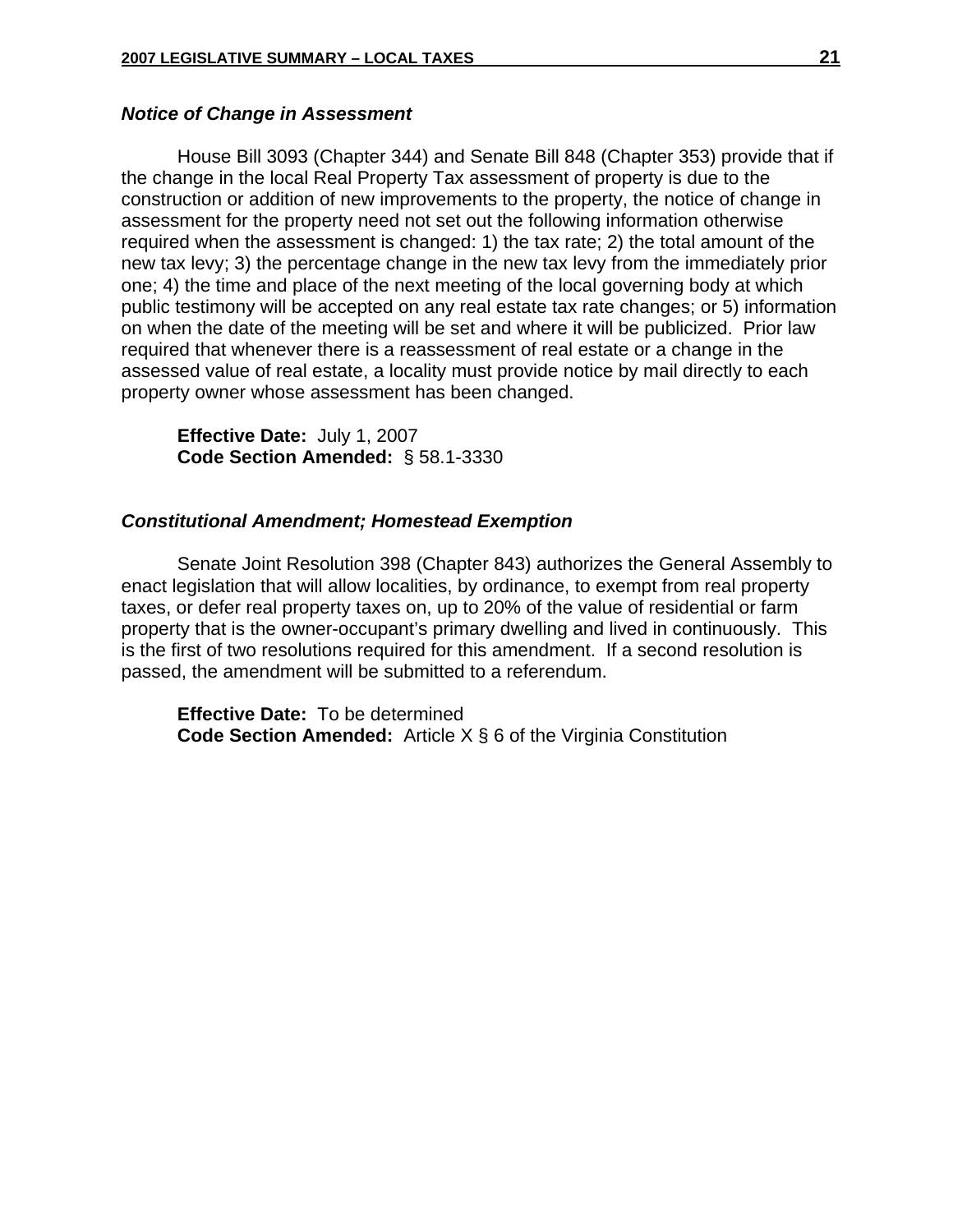### *Notice of Change in Assessment*

House Bill 3093 (Chapter 344) and Senate Bill 848 (Chapter 353) provide that if the change in the local Real Property Tax assessment of property is due to the construction or addition of new improvements to the property, the notice of change in assessment for the property need not set out the following information otherwise required when the assessment is changed: 1) the tax rate; 2) the total amount of the new tax levy; 3) the percentage change in the new tax levy from the immediately prior one; 4) the time and place of the next meeting of the local governing body at which public testimony will be accepted on any real estate tax rate changes; or 5) information on when the date of the meeting will be set and where it will be publicized. Prior law required that whenever there is a reassessment of real estate or a change in the assessed value of real estate, a locality must provide notice by mail directly to each property owner whose assessment has been changed.

**Effective Date:** July 1, 2007
**Code Section Amended:** § 58.1-3330

### *Constitutional Amendment; Homestead Exemption*

Senate Joint Resolution 398 (Chapter 843) authorizes the General Assembly to enact legislation that will allow localities, by ordinance, to exempt from real property taxes, or defer real property taxes on, up to 20% of the value of residential or farm property that is the owner-occupant's primary dwelling and lived in continuously. This is the first of two resolutions required for this amendment. If a second resolution is passed, the amendment will be submitted to a referendum.

**Effective Date:** To be determined
**Code Section Amended:** Article X § 6 of the Virginia Constitution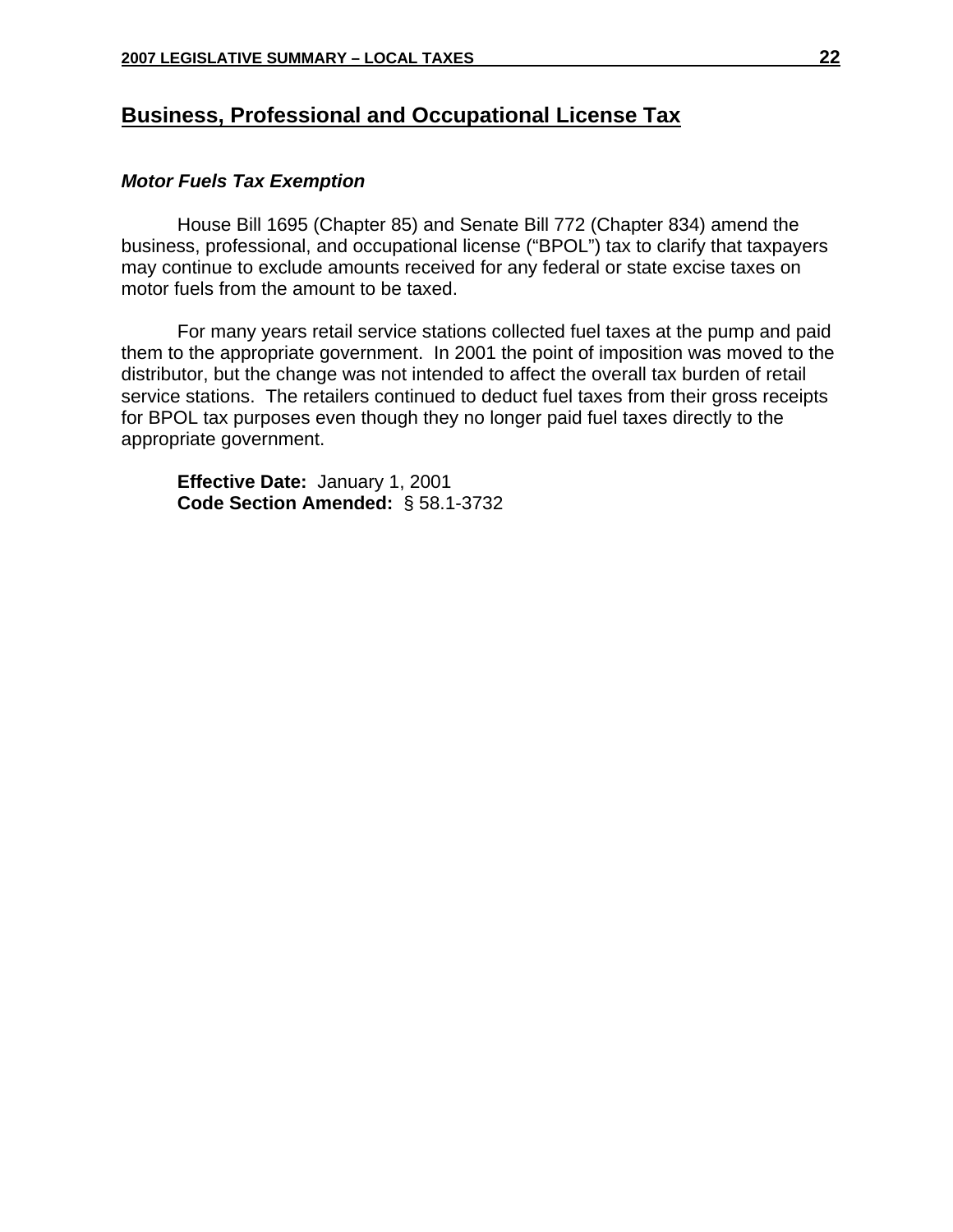## Business, Professional and Occupational License Tax

### *Motor Fuels Tax Exemption*

House Bill 1695 (Chapter 85) and Senate Bill 772 (Chapter 834) amend the business, professional, and occupational license ("BPOL") tax to clarify that taxpayers may continue to exclude amounts received for any federal or state excise taxes on motor fuels from the amount to be taxed.

For many years retail service stations collected fuel taxes at the pump and paid them to the appropriate government. In 2001 the point of imposition was moved to the distributor, but the change was not intended to affect the overall tax burden of retail service stations. The retailers continued to deduct fuel taxes from their gross receipts for BPOL tax purposes even though they no longer paid fuel taxes directly to the appropriate government.

**Effective Date:** January 1, 2001
**Code Section Amended:** § 58.1-3732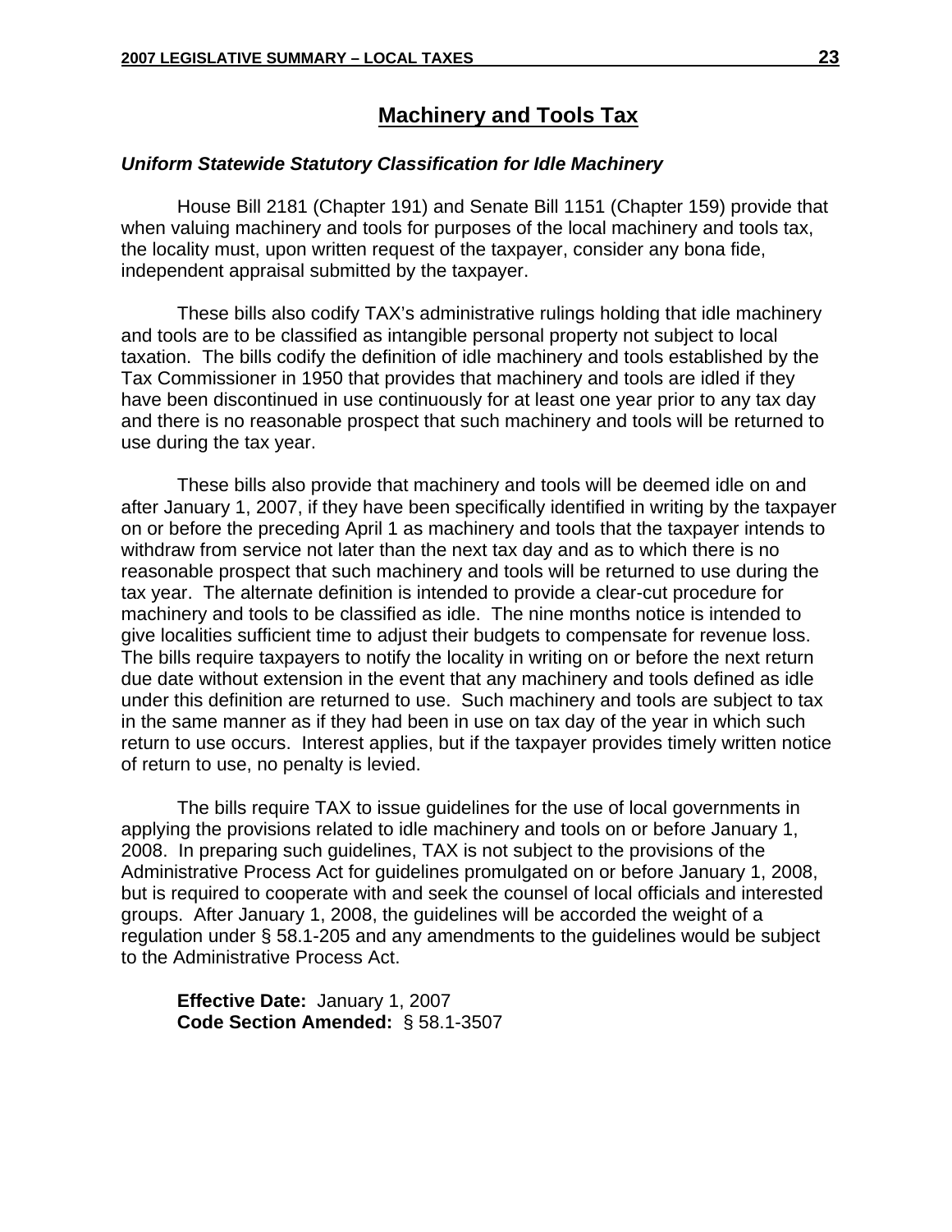## Machinery and Tools Tax

### *Uniform Statewide Statutory Classification for Idle Machinery*

House Bill 2181 (Chapter 191) and Senate Bill 1151 (Chapter 159) provide that when valuing machinery and tools for purposes of the local machinery and tools tax, the locality must, upon written request of the taxpayer, consider any bona fide, independent appraisal submitted by the taxpayer.

These bills also codify TAX's administrative rulings holding that idle machinery and tools are to be classified as intangible personal property not subject to local taxation. The bills codify the definition of idle machinery and tools established by the Tax Commissioner in 1950 that provides that machinery and tools are idled if they have been discontinued in use continuously for at least one year prior to any tax day and there is no reasonable prospect that such machinery and tools will be returned to use during the tax year.

These bills also provide that machinery and tools will be deemed idle on and after January 1, 2007, if they have been specifically identified in writing by the taxpayer on or before the preceding April 1 as machinery and tools that the taxpayer intends to withdraw from service not later than the next tax day and as to which there is no reasonable prospect that such machinery and tools will be returned to use during the tax year. The alternate definition is intended to provide a clear-cut procedure for machinery and tools to be classified as idle. The nine months notice is intended to give localities sufficient time to adjust their budgets to compensate for revenue loss. The bills require taxpayers to notify the locality in writing on or before the next return due date without extension in the event that any machinery and tools defined as idle under this definition are returned to use. Such machinery and tools are subject to tax in the same manner as if they had been in use on tax day of the year in which such return to use occurs. Interest applies, but if the taxpayer provides timely written notice of return to use, no penalty is levied.

The bills require TAX to issue guidelines for the use of local governments in applying the provisions related to idle machinery and tools on or before January 1, 2008. In preparing such guidelines, TAX is not subject to the provisions of the Administrative Process Act for guidelines promulgated on or before January 1, 2008, but is required to cooperate with and seek the counsel of local officials and interested groups. After January 1, 2008, the guidelines will be accorded the weight of a regulation under § 58.1-205 and any amendments to the guidelines would be subject to the Administrative Process Act.

**Effective Date:** January 1, 2007
**Code Section Amended:** § 58.1-3507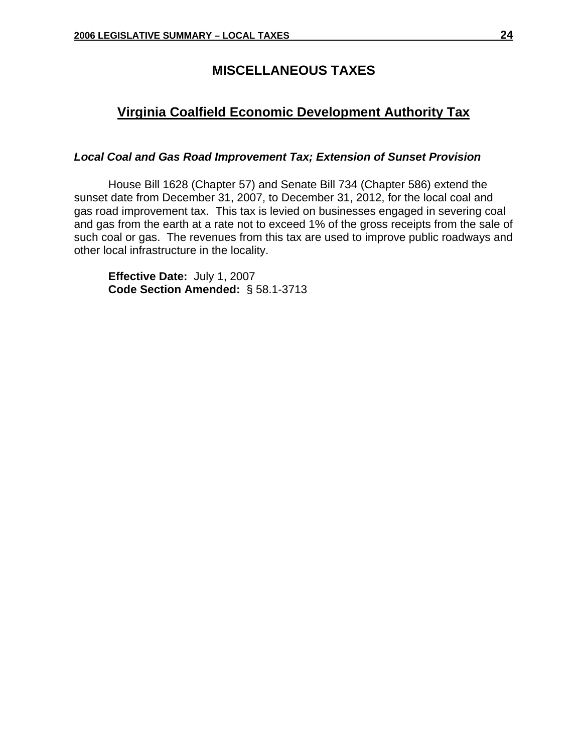# MISCELLANEOUS TAXES

## Virginia Coalfield Economic Development Authority Tax

### *Local Coal and Gas Road Improvement Tax; Extension of Sunset Provision*

House Bill 1628 (Chapter 57) and Senate Bill 734 (Chapter 586) extend the sunset date from December 31, 2007, to December 31, 2012, for the local coal and gas road improvement tax. This tax is levied on businesses engaged in severing coal and gas from the earth at a rate not to exceed 1% of the gross receipts from the sale of such coal or gas. The revenues from this tax are used to improve public roadways and other local infrastructure in the locality.

**Effective Date:** July 1, 2007
**Code Section Amended:** § 58.1-3713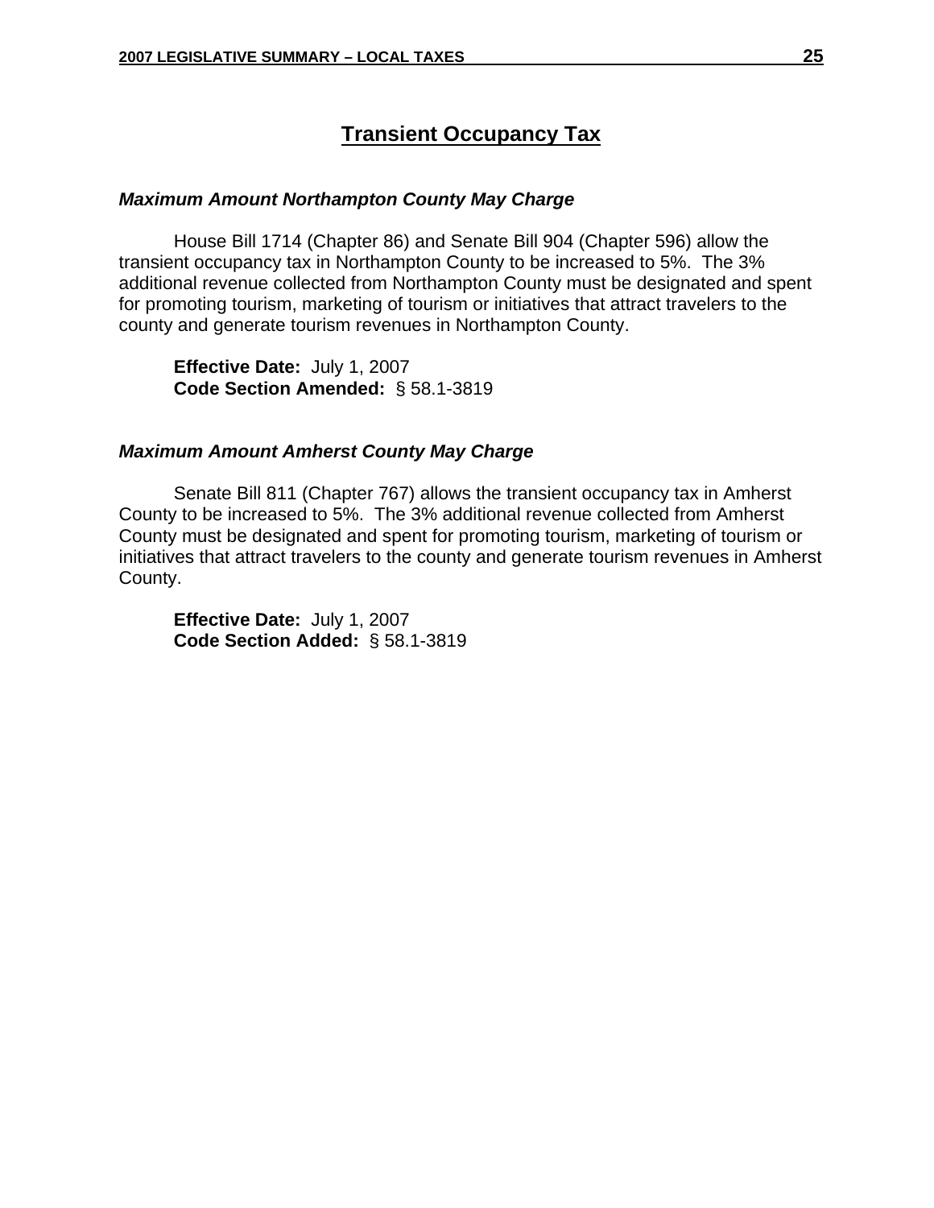# Transient Occupancy Tax

### *Maximum Amount Northampton County May Charge*

House Bill 1714 (Chapter 86) and Senate Bill 904 (Chapter 596) allow the transient occupancy tax in Northampton County to be increased to 5%. The 3% additional revenue collected from Northampton County must be designated and spent for promoting tourism, marketing of tourism or initiatives that attract travelers to the county and generate tourism revenues in Northampton County.

**Effective Date:** July 1, 2007
**Code Section Amended:** § 58.1-3819

### *Maximum Amount Amherst County May Charge*

Senate Bill 811 (Chapter 767) allows the transient occupancy tax in Amherst County to be increased to 5%. The 3% additional revenue collected from Amherst County must be designated and spent for promoting tourism, marketing of tourism or initiatives that attract travelers to the county and generate tourism revenues in Amherst County.

**Effective Date:** July 1, 2007
**Code Section Added:** § 58.1-3819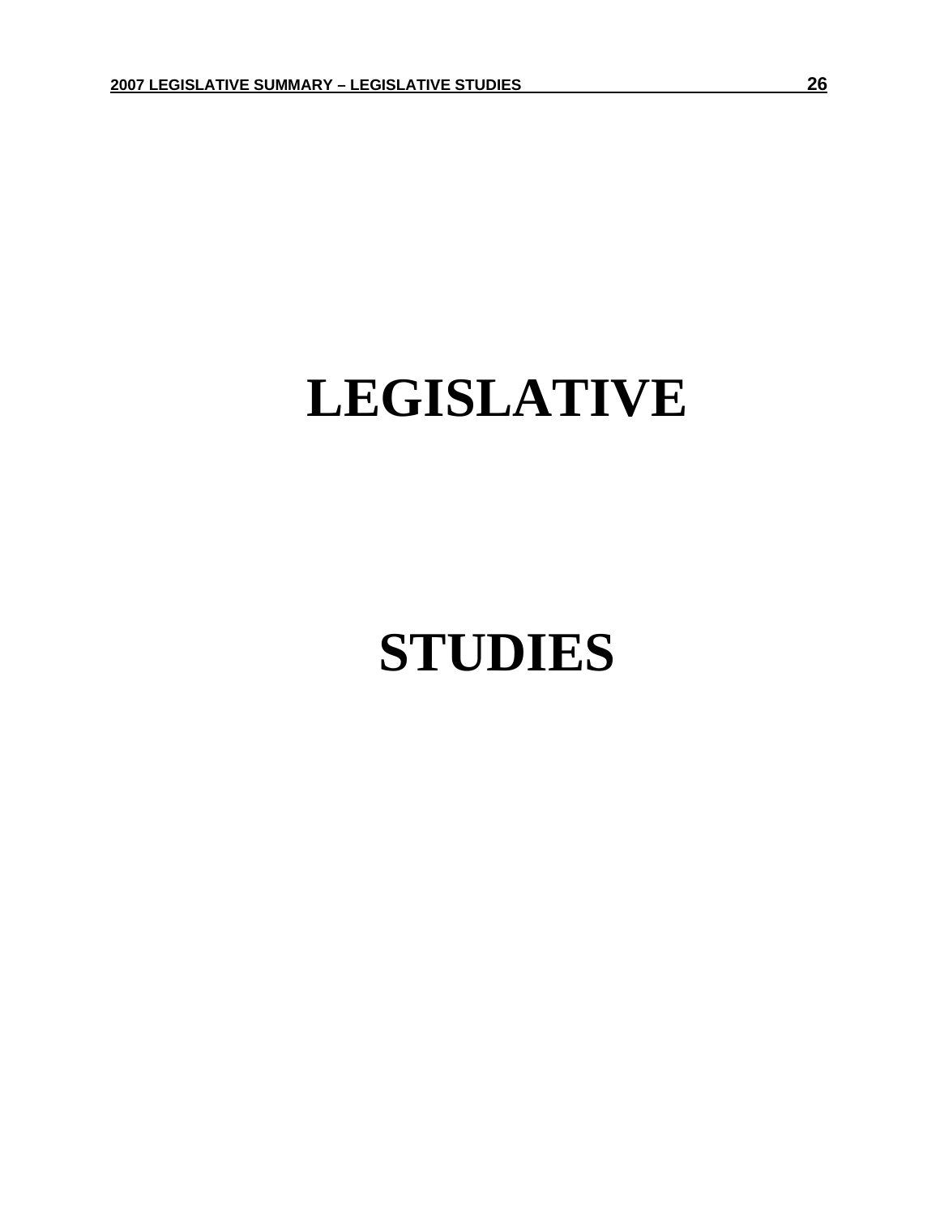# LEGISLATIVE

# STUDIES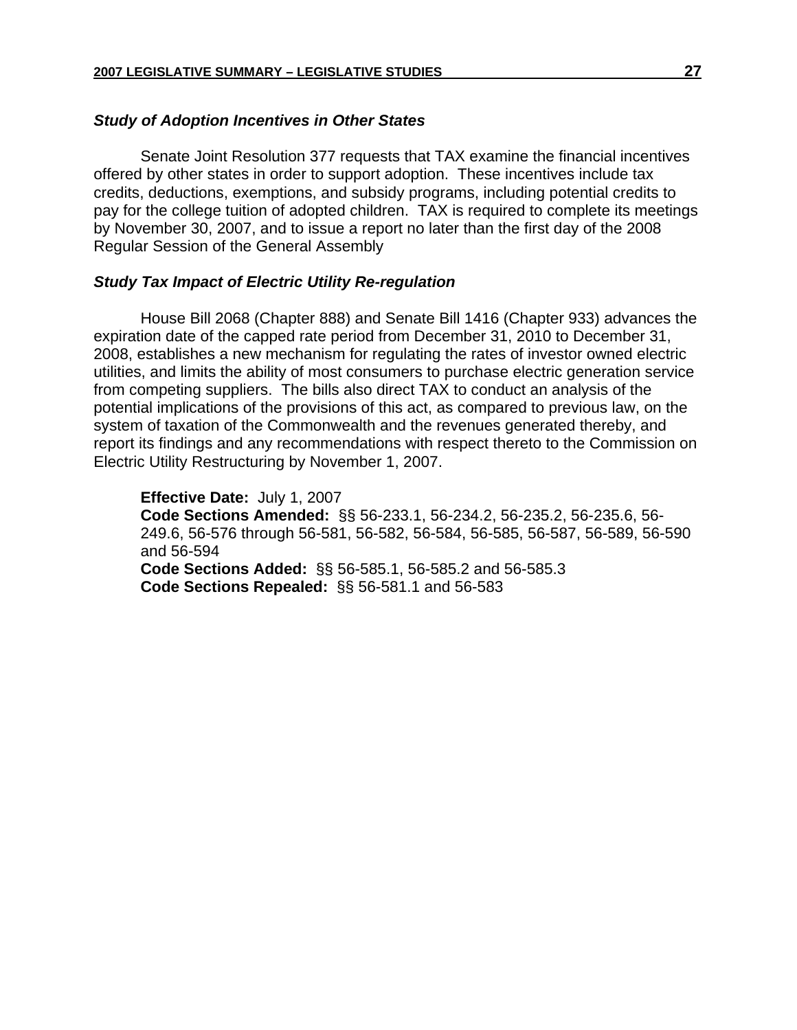### *Study of Adoption Incentives in Other States*

Senate Joint Resolution 377 requests that TAX examine the financial incentives offered by other states in order to support adoption. These incentives include tax credits, deductions, exemptions, and subsidy programs, including potential credits to pay for the college tuition of adopted children. TAX is required to complete its meetings by November 30, 2007, and to issue a report no later than the first day of the 2008 Regular Session of the General Assembly

### *Study Tax Impact of Electric Utility Re-regulation*

House Bill 2068 (Chapter 888) and Senate Bill 1416 (Chapter 933) advances the expiration date of the capped rate period from December 31, 2010 to December 31, 2008, establishes a new mechanism for regulating the rates of investor owned electric utilities, and limits the ability of most consumers to purchase electric generation service from competing suppliers. The bills also direct TAX to conduct an analysis of the potential implications of the provisions of this act, as compared to previous law, on the system of taxation of the Commonwealth and the revenues generated thereby, and report its findings and any recommendations with respect thereto to the Commission on Electric Utility Restructuring by November 1, 2007.

**Effective Date:** July 1, 2007
**Code Sections Amended:** §§ 56-233.1, 56-234.2, 56-235.2, 56-235.6, 56-249.6, 56-576 through 56-581, 56-582, 56-584, 56-585, 56-587, 56-589, 56-590 and 56-594
**Code Sections Added:** §§ 56-585.1, 56-585.2 and 56-585.3
**Code Sections Repealed:** §§ 56-581.1 and 56-583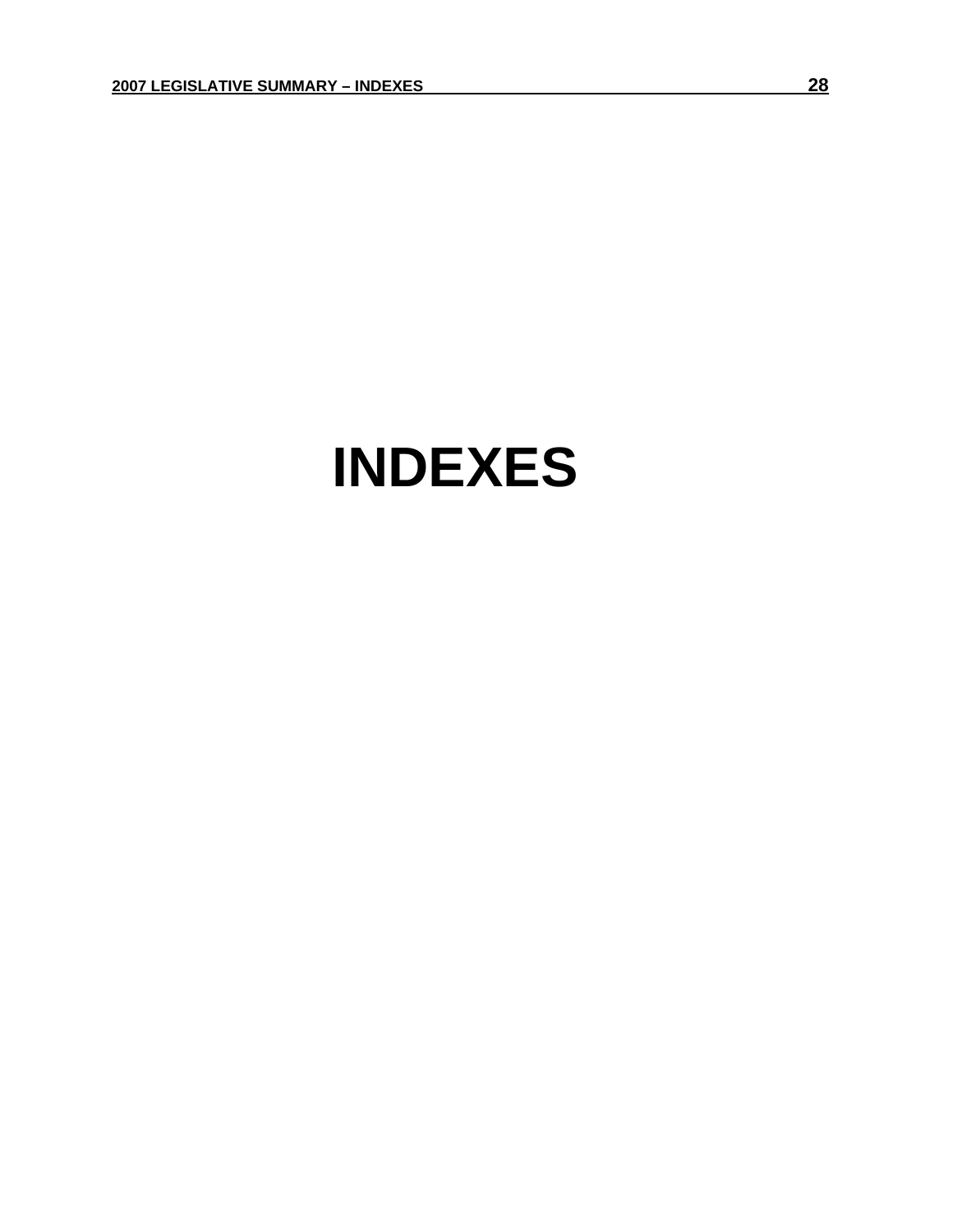# INDEXES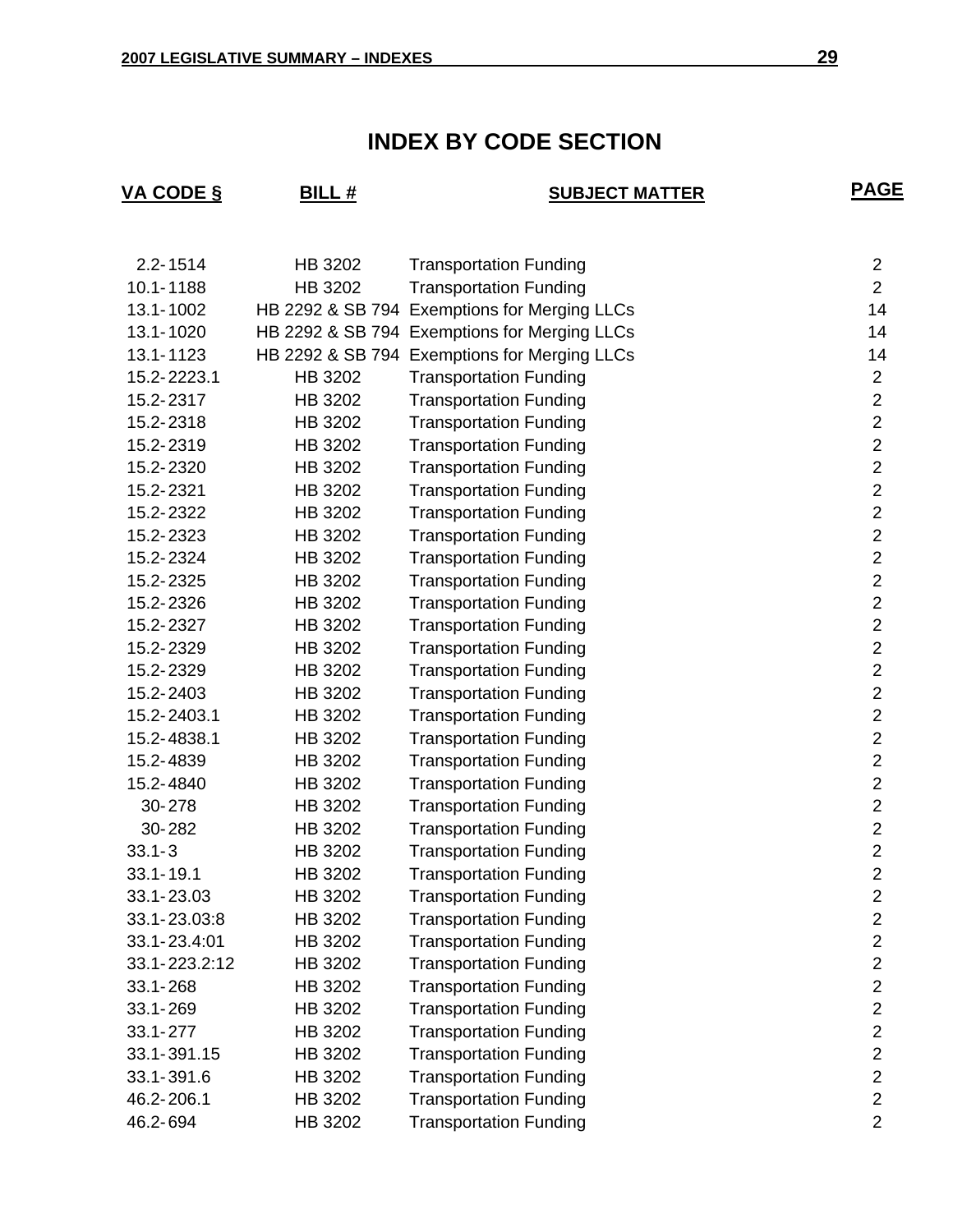# INDEX BY CODE SECTION

| VA CODE § | BILL # | SUBJECT MATTER | PAGE |
|---|---|---|---|
| 2.2-1514 | HB 3202 | Transportation Funding | 2 |
| 10.1-1188 | HB 3202 | Transportation Funding | 2 |
| 13.1-1002 | HB 2292 & SB 794 | Exemptions for Merging LLCs | 14 |
| 13.1-1020 | HB 2292 & SB 794 | Exemptions for Merging LLCs | 14 |
| 13.1-1123 | HB 2292 & SB 794 | Exemptions for Merging LLCs | 14 |
| 15.2-2223.1 | HB 3202 | Transportation Funding | 2 |
| 15.2-2317 | HB 3202 | Transportation Funding | 2 |
| 15.2-2318 | HB 3202 | Transportation Funding | 2 |
| 15.2-2319 | HB 3202 | Transportation Funding | 2 |
| 15.2-2320 | HB 3202 | Transportation Funding | 2 |
| 15.2-2321 | HB 3202 | Transportation Funding | 2 |
| 15.2-2322 | HB 3202 | Transportation Funding | 2 |
| 15.2-2323 | HB 3202 | Transportation Funding | 2 |
| 15.2-2324 | HB 3202 | Transportation Funding | 2 |
| 15.2-2325 | HB 3202 | Transportation Funding | 2 |
| 15.2-2326 | HB 3202 | Transportation Funding | 2 |
| 15.2-2327 | HB 3202 | Transportation Funding | 2 |
| 15.2-2329 | HB 3202 | Transportation Funding | 2 |
| 15.2-2329 | HB 3202 | Transportation Funding | 2 |
| 15.2-2403 | HB 3202 | Transportation Funding | 2 |
| 15.2-2403.1 | HB 3202 | Transportation Funding | 2 |
| 15.2-4838.1 | HB 3202 | Transportation Funding | 2 |
| 15.2-4839 | HB 3202 | Transportation Funding | 2 |
| 15.2-4840 | HB 3202 | Transportation Funding | 2 |
| 30-278 | HB 3202 | Transportation Funding | 2 |
| 30-282 | HB 3202 | Transportation Funding | 2 |
| 33.1-3 | HB 3202 | Transportation Funding | 2 |
| 33.1-19.1 | HB 3202 | Transportation Funding | 2 |
| 33.1-23.03 | HB 3202 | Transportation Funding | 2 |
| 33.1-23.03:8 | HB 3202 | Transportation Funding | 2 |
| 33.1-23.4:01 | HB 3202 | Transportation Funding | 2 |
| 33.1-223.2:12 | HB 3202 | Transportation Funding | 2 |
| 33.1-268 | HB 3202 | Transportation Funding | 2 |
| 33.1-269 | HB 3202 | Transportation Funding | 2 |
| 33.1-277 | HB 3202 | Transportation Funding | 2 |
| 33.1-391.15 | HB 3202 | Transportation Funding | 2 |
| 33.1-391.6 | HB 3202 | Transportation Funding | 2 |
| 46.2-206.1 | HB 3202 | Transportation Funding | 2 |
| 46.2-694 | HB 3202 | Transportation Funding | 2 |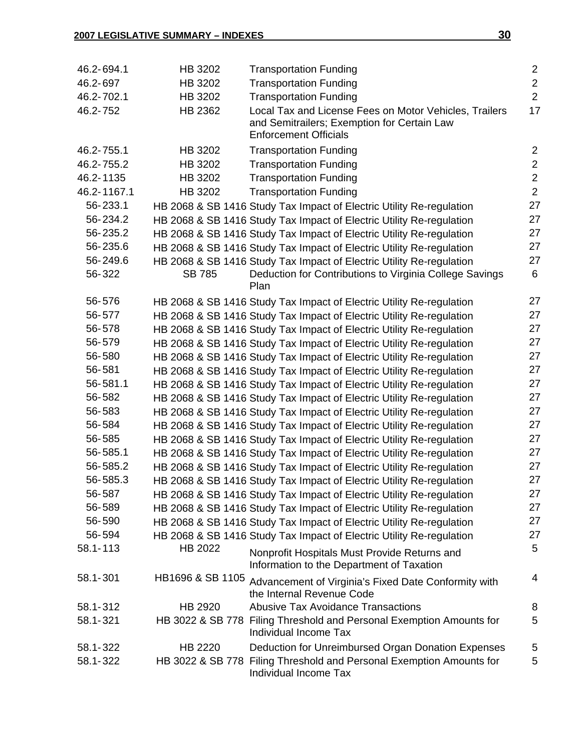| | | | |
|---|---|---|---|
| 46.2-694.1 | HB 3202 | Transportation Funding | 2 |
| 46.2-697 | HB 3202 | Transportation Funding | 2 |
| 46.2-702.1 | HB 3202 | Transportation Funding | 2 |
| 46.2-752 | HB 2362 | Local Tax and License Fees on Motor Vehicles, Trailers and Semitrailers; Exemption for Certain Law Enforcement Officials | 17 |
| 46.2-755.1 | HB 3202 | Transportation Funding | 2 |
| 46.2-755.2 | HB 3202 | Transportation Funding | 2 |
| 46.2-1135 | HB 3202 | Transportation Funding | 2 |
| 46.2-1167.1 | HB 3202 | Transportation Funding | 2 |
| 56-233.1 | HB 2068 & SB 1416 | Study Tax Impact of Electric Utility Re-regulation | 27 |
| 56-234.2 | HB 2068 & SB 1416 | Study Tax Impact of Electric Utility Re-regulation | 27 |
| 56-235.2 | HB 2068 & SB 1416 | Study Tax Impact of Electric Utility Re-regulation | 27 |
| 56-235.6 | HB 2068 & SB 1416 | Study Tax Impact of Electric Utility Re-regulation | 27 |
| 56-249.6 | HB 2068 & SB 1416 | Study Tax Impact of Electric Utility Re-regulation | 27 |
| 56-322 | SB 785 | Deduction for Contributions to Virginia College Savings Plan | 6 |
| 56-576 | HB 2068 & SB 1416 | Study Tax Impact of Electric Utility Re-regulation | 27 |
| 56-577 | HB 2068 & SB 1416 | Study Tax Impact of Electric Utility Re-regulation | 27 |
| 56-578 | HB 2068 & SB 1416 | Study Tax Impact of Electric Utility Re-regulation | 27 |
| 56-579 | HB 2068 & SB 1416 | Study Tax Impact of Electric Utility Re-regulation | 27 |
| 56-580 | HB 2068 & SB 1416 | Study Tax Impact of Electric Utility Re-regulation | 27 |
| 56-581 | HB 2068 & SB 1416 | Study Tax Impact of Electric Utility Re-regulation | 27 |
| 56-581.1 | HB 2068 & SB 1416 | Study Tax Impact of Electric Utility Re-regulation | 27 |
| 56-582 | HB 2068 & SB 1416 | Study Tax Impact of Electric Utility Re-regulation | 27 |
| 56-583 | HB 2068 & SB 1416 | Study Tax Impact of Electric Utility Re-regulation | 27 |
| 56-584 | HB 2068 & SB 1416 | Study Tax Impact of Electric Utility Re-regulation | 27 |
| 56-585 | HB 2068 & SB 1416 | Study Tax Impact of Electric Utility Re-regulation | 27 |
| 56-585.1 | HB 2068 & SB 1416 | Study Tax Impact of Electric Utility Re-regulation | 27 |
| 56-585.2 | HB 2068 & SB 1416 | Study Tax Impact of Electric Utility Re-regulation | 27 |
| 56-585.3 | HB 2068 & SB 1416 | Study Tax Impact of Electric Utility Re-regulation | 27 |
| 56-587 | HB 2068 & SB 1416 | Study Tax Impact of Electric Utility Re-regulation | 27 |
| 56-589 | HB 2068 & SB 1416 | Study Tax Impact of Electric Utility Re-regulation | 27 |
| 56-590 | HB 2068 & SB 1416 | Study Tax Impact of Electric Utility Re-regulation | 27 |
| 56-594 | HB 2068 & SB 1416 | Study Tax Impact of Electric Utility Re-regulation | 27 |
| 58.1-113 | HB 2022 | Nonprofit Hospitals Must Provide Returns and Information to the Department of Taxation | 5 |
| 58.1-301 | HB1696 & SB 1105 | Advancement of Virginia's Fixed Date Conformity with the Internal Revenue Code | 4 |
| 58.1-312 | HB 2920 | Abusive Tax Avoidance Transactions | 8 |
| 58.1-321 | HB 3022 & SB 778 | Filing Threshold and Personal Exemption Amounts for Individual Income Tax | 5 |
| 58.1-322 | HB 2220 | Deduction for Unreimbursed Organ Donation Expenses | 5 |
| 58.1-322 | HB 3022 & SB 778 | Filing Threshold and Personal Exemption Amounts for Individual Income Tax | 5 |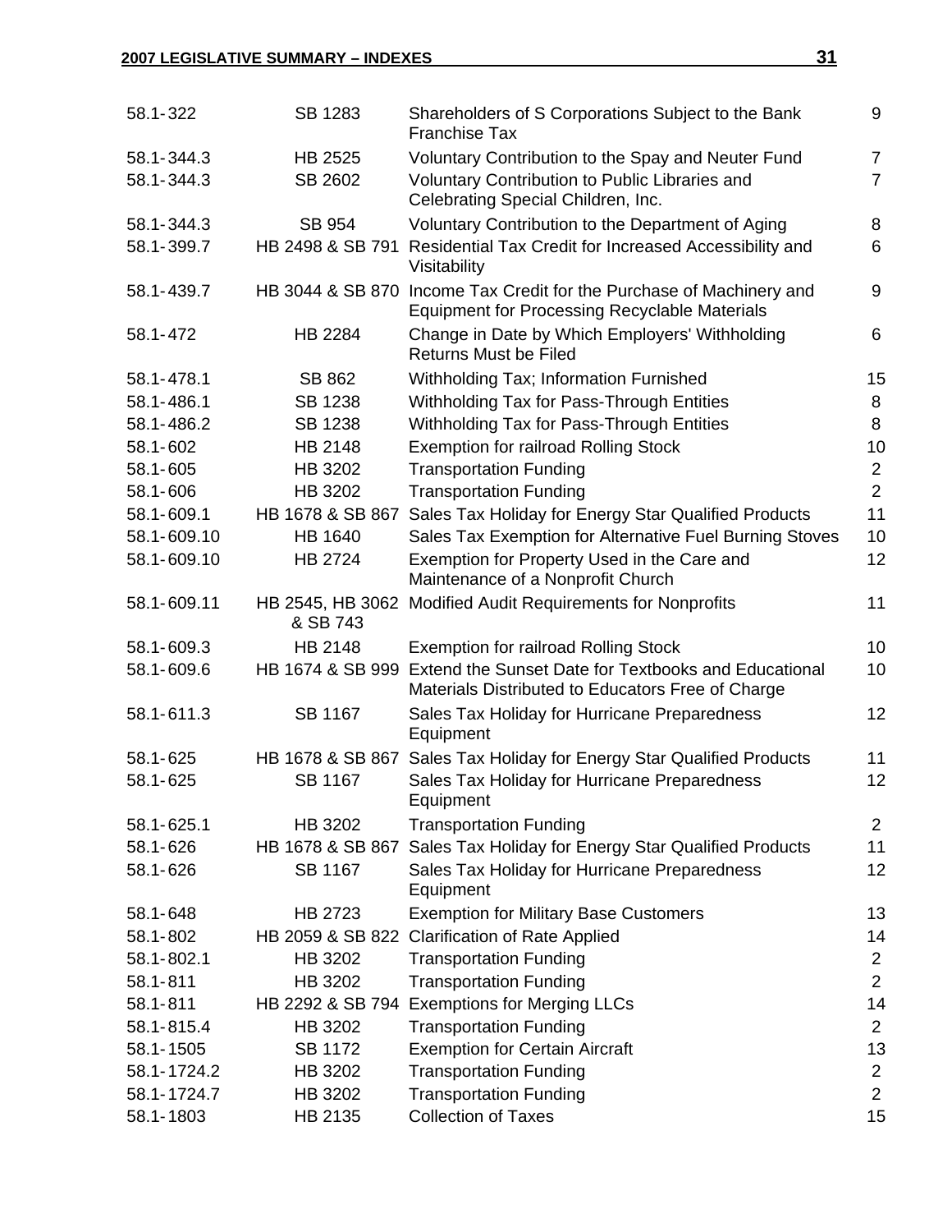| | | | |
|---|---|---|---|
| 58.1-322 | SB 1283 | Shareholders of S Corporations Subject to the Bank Franchise Tax | 9 |
| 58.1-344.3 | HB 2525 | Voluntary Contribution to the Spay and Neuter Fund | 7 |
| 58.1-344.3 | SB 2602 | Voluntary Contribution to Public Libraries and Celebrating Special Children, Inc. | 7 |
| 58.1-344.3 | SB 954 | Voluntary Contribution to the Department of Aging | 8 |
| 58.1-399.7 | HB 2498 & SB 791 | Residential Tax Credit for Increased Accessibility and Visitability | 6 |
| 58.1-439.7 | HB 3044 & SB 870 | Income Tax Credit for the Purchase of Machinery and Equipment for Processing Recyclable Materials | 9 |
| 58.1-472 | HB 2284 | Change in Date by Which Employers' Withholding Returns Must be Filed | 6 |
| 58.1-478.1 | SB 862 | Withholding Tax; Information Furnished | 15 |
| 58.1-486.1 | SB 1238 | Withholding Tax for Pass-Through Entities | 8 |
| 58.1-486.2 | SB 1238 | Withholding Tax for Pass-Through Entities | 8 |
| 58.1-602 | HB 2148 | Exemption for railroad Rolling Stock | 10 |
| 58.1-605 | HB 3202 | Transportation Funding | 2 |
| 58.1-606 | HB 3202 | Transportation Funding | 2 |
| 58.1-609.1 | HB 1678 & SB 867 | Sales Tax Holiday for Energy Star Qualified Products | 11 |
| 58.1-609.10 | HB 1640 | Sales Tax Exemption for Alternative Fuel Burning Stoves | 10 |
| 58.1-609.10 | HB 2724 | Exemption for Property Used in the Care and Maintenance of a Nonprofit Church | 12 |
| 58.1-609.11 | HB 2545, HB 3062 & SB 743 | Modified Audit Requirements for Nonprofits | 11 |
| 58.1-609.3 | HB 2148 | Exemption for railroad Rolling Stock | 10 |
| 58.1-609.6 | HB 1674 & SB 999 | Extend the Sunset Date for Textbooks and Educational Materials Distributed to Educators Free of Charge | 10 |
| 58.1-611.3 | SB 1167 | Sales Tax Holiday for Hurricane Preparedness Equipment | 12 |
| 58.1-625 | HB 1678 & SB 867 | Sales Tax Holiday for Energy Star Qualified Products | 11 |
| 58.1-625 | SB 1167 | Sales Tax Holiday for Hurricane Preparedness Equipment | 12 |
| 58.1-625.1 | HB 3202 | Transportation Funding | 2 |
| 58.1-626 | HB 1678 & SB 867 | Sales Tax Holiday for Energy Star Qualified Products | 11 |
| 58.1-626 | SB 1167 | Sales Tax Holiday for Hurricane Preparedness Equipment | 12 |
| 58.1-648 | HB 2723 | Exemption for Military Base Customers | 13 |
| 58.1-802 | HB 2059 & SB 822 | Clarification of Rate Applied | 14 |
| 58.1-802.1 | HB 3202 | Transportation Funding | 2 |
| 58.1-811 | HB 3202 | Transportation Funding | 2 |
| 58.1-811 | HB 2292 & SB 794 | Exemptions for Merging LLCs | 14 |
| 58.1-815.4 | HB 3202 | Transportation Funding | 2 |
| 58.1-1505 | SB 1172 | Exemption for Certain Aircraft | 13 |
| 58.1-1724.2 | HB 3202 | Transportation Funding | 2 |
| 58.1-1724.7 | HB 3202 | Transportation Funding | 2 |
| 58.1-1803 | HB 2135 | Collection of Taxes | 15 |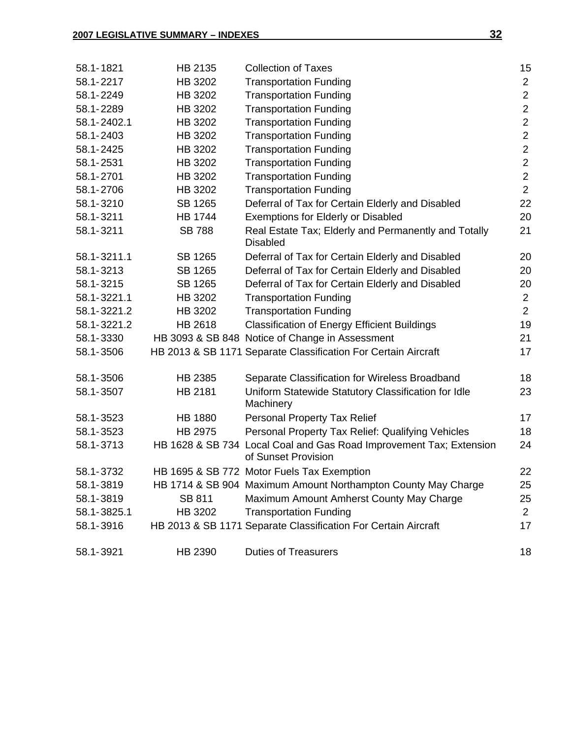| | | | |
|---|---|---|---|
| 58.1-1821 | HB 2135 | Collection of Taxes | 15 |
| 58.1-2217 | HB 3202 | Transportation Funding | 2 |
| 58.1-2249 | HB 3202 | Transportation Funding | 2 |
| 58.1-2289 | HB 3202 | Transportation Funding | 2 |
| 58.1-2402.1 | HB 3202 | Transportation Funding | 2 |
| 58.1-2403 | HB 3202 | Transportation Funding | 2 |
| 58.1-2425 | HB 3202 | Transportation Funding | 2 |
| 58.1-2531 | HB 3202 | Transportation Funding | 2 |
| 58.1-2701 | HB 3202 | Transportation Funding | 2 |
| 58.1-2706 | HB 3202 | Transportation Funding | 2 |
| 58.1-3210 | SB 1265 | Deferral of Tax for Certain Elderly and Disabled | 22 |
| 58.1-3211 | HB 1744 | Exemptions for Elderly or Disabled | 20 |
| 58.1-3211 | SB 788 | Real Estate Tax; Elderly and Permanently and Totally Disabled | 21 |
| 58.1-3211.1 | SB 1265 | Deferral of Tax for Certain Elderly and Disabled | 20 |
| 58.1-3213 | SB 1265 | Deferral of Tax for Certain Elderly and Disabled | 20 |
| 58.1-3215 | SB 1265 | Deferral of Tax for Certain Elderly and Disabled | 20 |
| 58.1-3221.1 | HB 3202 | Transportation Funding | 2 |
| 58.1-3221.2 | HB 3202 | Transportation Funding | 2 |
| 58.1-3221.2 | HB 2618 | Classification of Energy Efficient Buildings | 19 |
| 58.1-3330 | HB 3093 & SB 848 | Notice of Change in Assessment | 21 |
| 58.1-3506 | HB 2013 & SB 1171 | Separate Classification For Certain Aircraft | 17 |
| 58.1-3506 | HB 2385 | Separate Classification for Wireless Broadband | 18 |
| 58.1-3507 | HB 2181 | Uniform Statewide Statutory Classification for Idle Machinery | 23 |
| 58.1-3523 | HB 1880 | Personal Property Tax Relief | 17 |
| 58.1-3523 | HB 2975 | Personal Property Tax Relief: Qualifying Vehicles | 18 |
| 58.1-3713 | HB 1628 & SB 734 | Local Coal and Gas Road Improvement Tax; Extension of Sunset Provision | 24 |
| 58.1-3732 | HB 1695 & SB 772 | Motor Fuels Tax Exemption | 22 |
| 58.1-3819 | HB 1714 & SB 904 | Maximum Amount Northampton County May Charge | 25 |
| 58.1-3819 | SB 811 | Maximum Amount Amherst County May Charge | 25 |
| 58.1-3825.1 | HB 3202 | Transportation Funding | 2 |
| 58.1-3916 | HB 2013 & SB 1171 | Separate Classification For Certain Aircraft | 17 |
| 58.1-3921 | HB 2390 | Duties of Treasurers | 18 |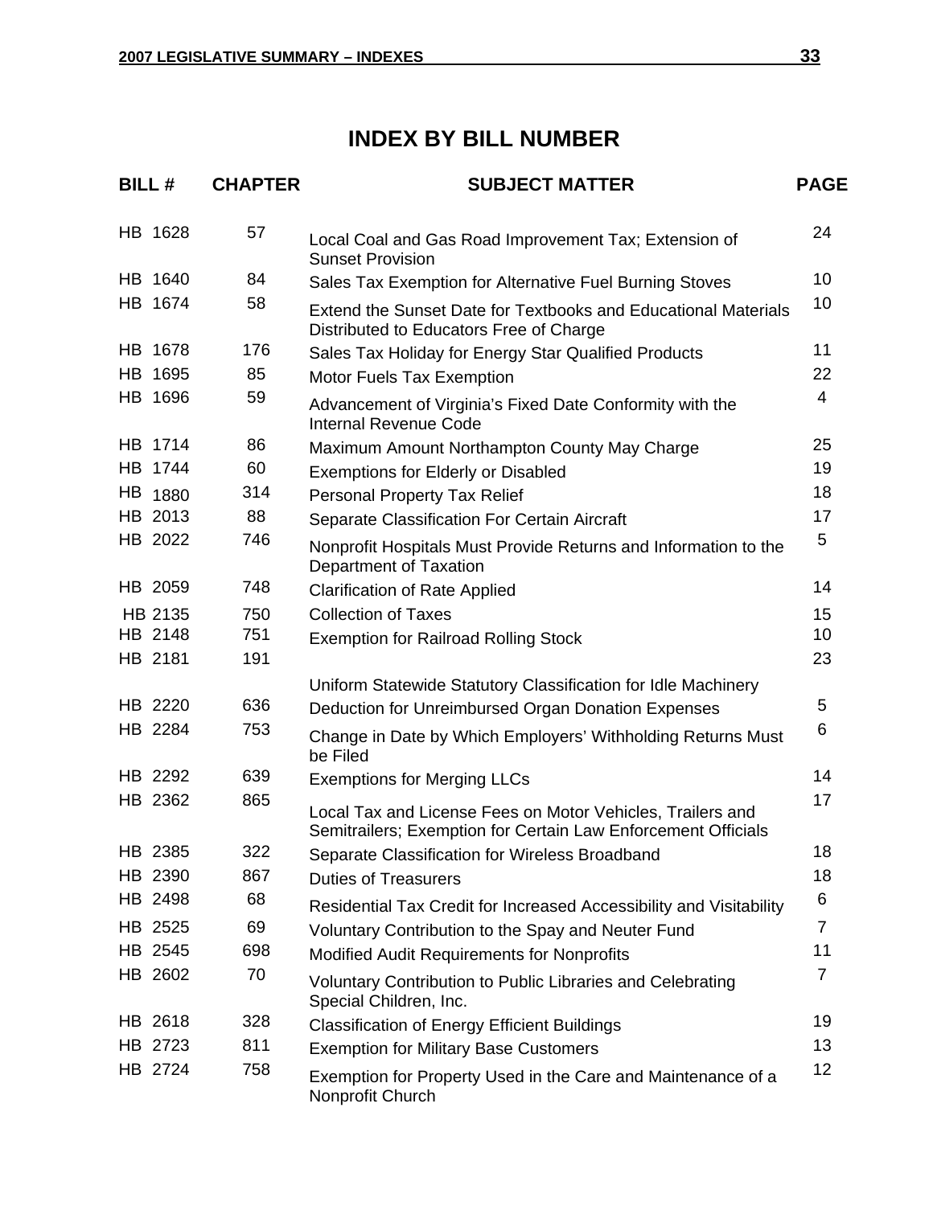# INDEX BY BILL NUMBER

| BILL # | CHAPTER | SUBJECT MATTER | PAGE |
|---|---|---|---|
| HB 1628 | 57 | Local Coal and Gas Road Improvement Tax; Extension of Sunset Provision | 24 |
| HB 1640 | 84 | Sales Tax Exemption for Alternative Fuel Burning Stoves | 10 |
| HB 1674 | 58 | Extend the Sunset Date for Textbooks and Educational Materials Distributed to Educators Free of Charge | 10 |
| HB 1678 | 176 | Sales Tax Holiday for Energy Star Qualified Products | 11 |
| HB 1695 | 85 | Motor Fuels Tax Exemption | 22 |
| HB 1696 | 59 | Advancement of Virginia's Fixed Date Conformity with the Internal Revenue Code | 4 |
| HB 1714 | 86 | Maximum Amount Northampton County May Charge | 25 |
| HB 1744 | 60 | Exemptions for Elderly or Disabled | 19 |
| HB 1880 | 314 | Personal Property Tax Relief | 18 |
| HB 2013 | 88 | Separate Classification For Certain Aircraft | 17 |
| HB 2022 | 746 | Nonprofit Hospitals Must Provide Returns and Information to the Department of Taxation | 5 |
| HB 2059 | 748 | Clarification of Rate Applied | 14 |
| HB 2135 | 750 | Collection of Taxes | 15 |
| HB 2148 | 751 | Exemption for Railroad Rolling Stock | 10 |
| HB 2181 | 191 | Uniform Statewide Statutory Classification for Idle Machinery | 23 |
| HB 2220 | 636 | Deduction for Unreimbursed Organ Donation Expenses | 5 |
| HB 2284 | 753 | Change in Date by Which Employers' Withholding Returns Must be Filed | 6 |
| HB 2292 | 639 | Exemptions for Merging LLCs | 14 |
| HB 2362 | 865 | Local Tax and License Fees on Motor Vehicles, Trailers and Semitrailers; Exemption for Certain Law Enforcement Officials | 17 |
| HB 2385 | 322 | Separate Classification for Wireless Broadband | 18 |
| HB 2390 | 867 | Duties of Treasurers | 18 |
| HB 2498 | 68 | Residential Tax Credit for Increased Accessibility and Visitability | 6 |
| HB 2525 | 69 | Voluntary Contribution to the Spay and Neuter Fund | 7 |
| HB 2545 | 698 | Modified Audit Requirements for Nonprofits | 11 |
| HB 2602 | 70 | Voluntary Contribution to Public Libraries and Celebrating Special Children, Inc. | 7 |
| HB 2618 | 328 | Classification of Energy Efficient Buildings | 19 |
| HB 2723 | 811 | Exemption for Military Base Customers | 13 |
| HB 2724 | 758 | Exemption for Property Used in the Care and Maintenance of a Nonprofit Church | 12 |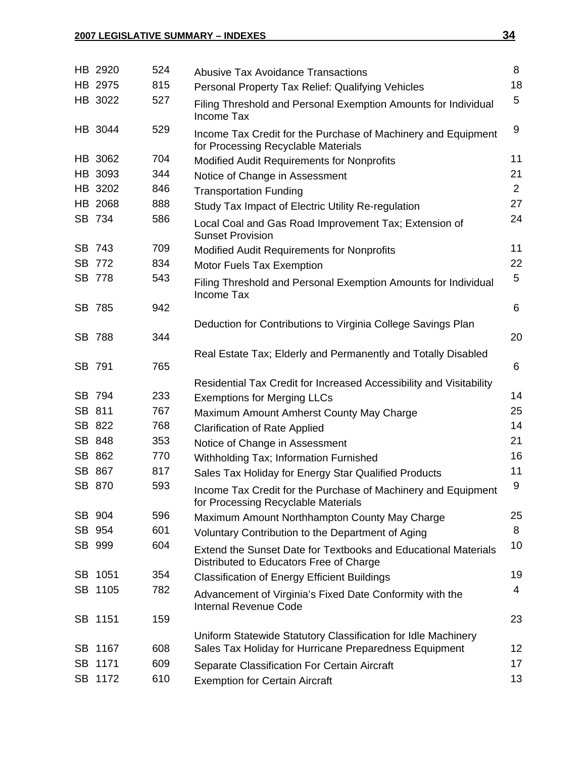| Bill | Chapter | Title | Page |
|---|---|---|---|
| HB 2920 | 524 | Abusive Tax Avoidance Transactions | 8 |
| HB 2975 | 815 | Personal Property Tax Relief: Qualifying Vehicles | 18 |
| HB 3022 | 527 | Filing Threshold and Personal Exemption Amounts for Individual Income Tax | 5 |
| HB 3044 | 529 | Income Tax Credit for the Purchase of Machinery and Equipment for Processing Recyclable Materials | 9 |
| HB 3062 | 704 | Modified Audit Requirements for Nonprofits | 11 |
| HB 3093 | 344 | Notice of Change in Assessment | 21 |
| HB 3202 | 846 | Transportation Funding | 2 |
| HB 2068 | 888 | Study Tax Impact of Electric Utility Re-regulation | 27 |
| SB 734 | 586 | Local Coal and Gas Road Improvement Tax; Extension of Sunset Provision | 24 |
| SB 743 | 709 | Modified Audit Requirements for Nonprofits | 11 |
| SB 772 | 834 | Motor Fuels Tax Exemption | 22 |
| SB 778 | 543 | Filing Threshold and Personal Exemption Amounts for Individual Income Tax | 5 |
| SB 785 | 942 | Deduction for Contributions to Virginia College Savings Plan | 6 |
| SB 788 | 344 | Real Estate Tax; Elderly and Permanently and Totally Disabled | 20 |
| SB 791 | 765 | Residential Tax Credit for Increased Accessibility and Visitability | 6 |
| SB 794 | 233 | Exemptions for Merging LLCs | 14 |
| SB 811 | 767 | Maximum Amount Amherst County May Charge | 25 |
| SB 822 | 768 | Clarification of Rate Applied | 14 |
| SB 848 | 353 | Notice of Change in Assessment | 21 |
| SB 862 | 770 | Withholding Tax; Information Furnished | 16 |
| SB 867 | 817 | Sales Tax Holiday for Energy Star Qualified Products | 11 |
| SB 870 | 593 | Income Tax Credit for the Purchase of Machinery and Equipment for Processing Recyclable Materials | 9 |
| SB 904 | 596 | Maximum Amount Northhampton County May Charge | 25 |
| SB 954 | 601 | Voluntary Contribution to the Department of Aging | 8 |
| SB 999 | 604 | Extend the Sunset Date for Textbooks and Educational Materials Distributed to Educators Free of Charge | 10 |
| SB 1051 | 354 | Classification of Energy Efficient Buildings | 19 |
| SB 1105 | 782 | Advancement of Virginia's Fixed Date Conformity with the Internal Revenue Code | 4 |
| SB 1151 | 159 | Uniform Statewide Statutory Classification for Idle Machinery | 23 |
| SB 1167 | 608 | Sales Tax Holiday for Hurricane Preparedness Equipment | 12 |
| SB 1171 | 609 | Separate Classification For Certain Aircraft | 17 |
| SB 1172 | 610 | Exemption for Certain Aircraft | 13 |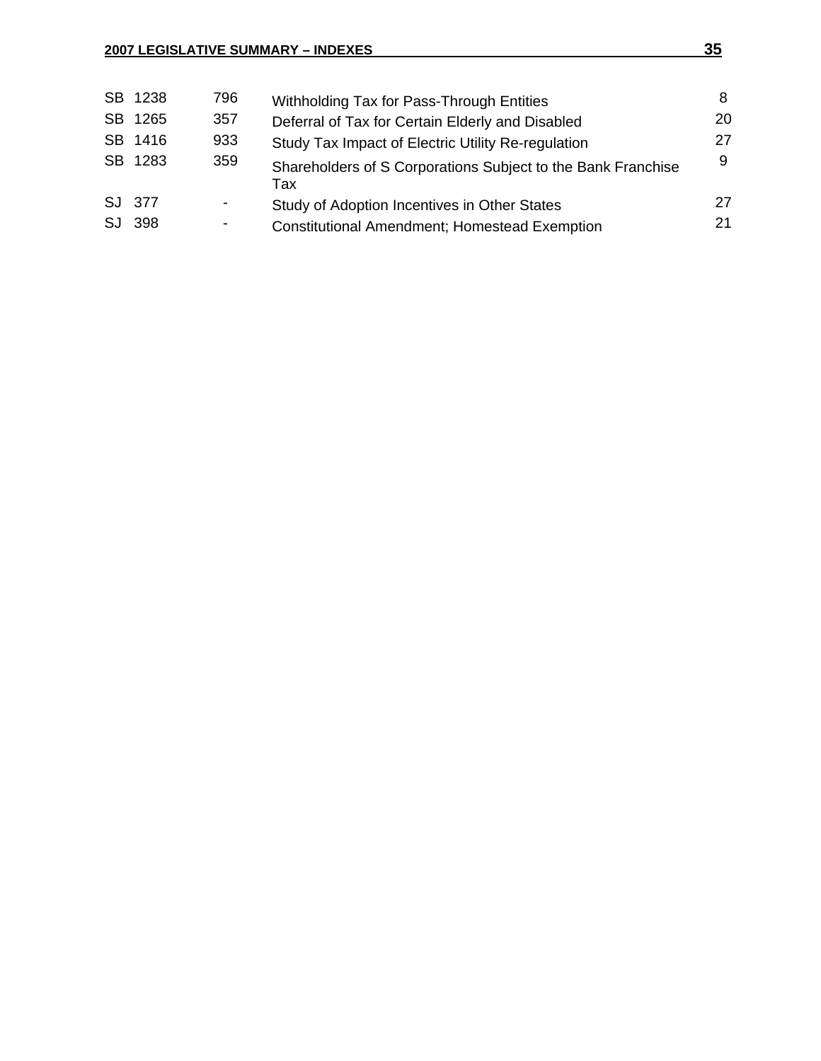| | | | |
|---|---|---|---|
| SB 1238 | 796 | Withholding Tax for Pass-Through Entities | 8 |
| SB 1265 | 357 | Deferral of Tax for Certain Elderly and Disabled | 20 |
| SB 1416 | 933 | Study Tax Impact of Electric Utility Re-regulation | 27 |
| SB 1283 | 359 | Shareholders of S Corporations Subject to the Bank Franchise Tax | 9 |
| SJ 377 | - | Study of Adoption Incentives in Other States | 27 |
| SJ 398 | - | Constitutional Amendment; Homestead Exemption | 21 |